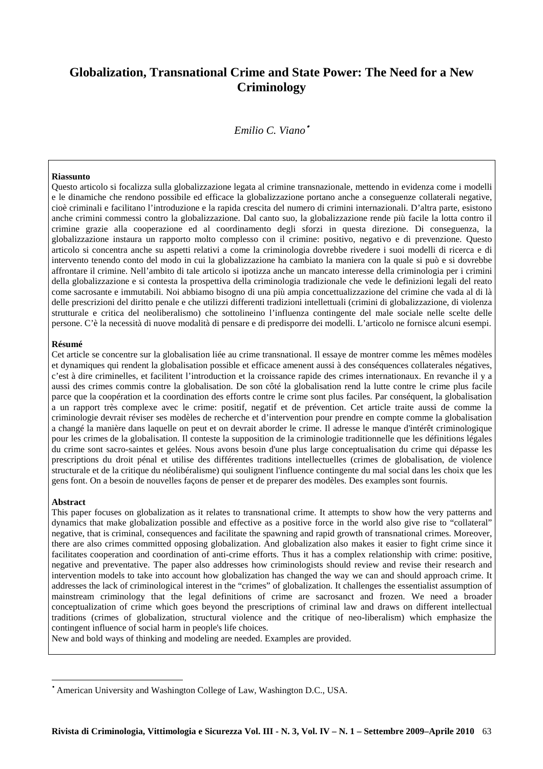# Globalization, Transnational Crime and State Power: The Need for a New Criminology

*Emilio C. Viano*[•]

**Riassunto**

Questo articolo si focalizza sulla globalizzazione legata al crimine transnazionale, mettendo in evidenza come i modelli e le dinamiche che rendono possibile ed efficace la globalizzazione portano anche a conseguenze collaterali negative, cioè criminali e facilitano l'introduzione e la rapida crescita del numero di crimini internazionali. D'altra parte, esistono anche crimini commessi contro la globalizzazione. Dal canto suo, la globalizzazione rende più facile la lotta contro il crimine grazie alla cooperazione ed al coordinamento degli sforzi in questa direzione. Di conseguenza, la globalizzazione instaura un rapporto molto complesso con il crimine: positivo, negativo e di prevenzione. Questo articolo si concentra anche su aspetti relativi a come la criminologia dovrebbe rivedere i suoi modelli di ricerca e di intervento tenendo conto del modo in cui la globalizzazione ha cambiato la maniera con la quale si può e si dovrebbe affrontare il crimine. Nell'ambito di tale articolo si ipotizza anche un mancato interesse della criminologia per i crimini della globalizzazione e si contesta la prospettiva della criminologia tradizionale che vede le definizioni legali del reato come sacrosante e immutabili. Noi abbiamo bisogno di una più ampia concettualizzazione del crimine che vada al di là delle prescrizioni del diritto penale e che utilizzi differenti tradizioni intellettuali (crimini di globalizzazione, di violenza strutturale e critica del neoliberalismo) che sottolineino l'influenza contingente del male sociale nelle scelte delle persone. C'è la necessità di nuove modalità di pensare e di predisporre dei modelli. L'articolo ne fornisce alcuni esempi.

**Résumé**

Cet article se concentre sur la globalisation liée au crime transnational. Il essaye de montrer comme les mêmes modèles et dynamiques qui rendent la globalisation possible et efficace amenent aussi à des conséquences collaterales négatives, c'est à dire criminelles, et facilitent l'introduction et la croissance rapide des crimes internationaux. En revanche il y a aussi des crimes commis contre la globalisation. De son côté la globalisation rend la lutte contre le crime plus facile parce que la coopération et la coordination des efforts contre le crime sont plus faciles. Par conséquent, la globalisation a un rapport très complexe avec le crime: positif, negatif et de prévention. Cet article traite aussi de comme la criminologie devrait réviser ses modèles de recherche et d'intervention pour prendre en compte comme la globalisation a changé la manière dans laquelle on peut et on devrait aborder le crime. Il adresse le manque d'intérêt criminologique pour les crimes de la globalisation. Il conteste la supposition de la criminologie traditionnelle que les définitions légales du crime sont sacro-saintes et gelées. Nous avons besoin d'une plus large conceptualisation du crime qui dépasse les prescriptions du droit pénal et utilise des différentes traditions intellectuelles (crimes de globalisation, de violence structurale et de la critique du néolibéralisme) qui soulignent l'influence contingente du mal social dans les choix que les gens font. On a besoin de nouvelles façons de penser et de preparer des modèles. Des examples sont fournis.

**Abstract**

This paper focuses on globalization as it relates to transnational crime. It attempts to show how the very patterns and dynamics that make globalization possible and effective as a positive force in the world also give rise to "collateral" negative, that is criminal, consequences and facilitate the spawning and rapid growth of transnational crimes. Moreover, there are also crimes committed opposing globalization. And globalization also makes it easier to fight crime since it facilitates cooperation and coordination of anti-crime efforts. Thus it has a complex relationship with crime: positive, negative and preventative. The paper also addresses how criminologists should review and revise their research and intervention models to take into account how globalization has changed the way we can and should approach crime. It addresses the lack of criminological interest in the "crimes" of globalization. It challenges the essentialist assumption of mainstream criminology that the legal definitions of crime are sacrosanct and frozen. We need a broader conceptualization of crime which goes beyond the prescriptions of criminal law and draws on different intellectual traditions (crimes of globalization, structural violence and the critique of neo-liberalism) which emphasize the contingent influence of social harm in people's life choices.

New and bold ways of thinking and modeling are needed. Examples are provided.

---

[•] American University and Washington College of Law, Washington D.C., USA.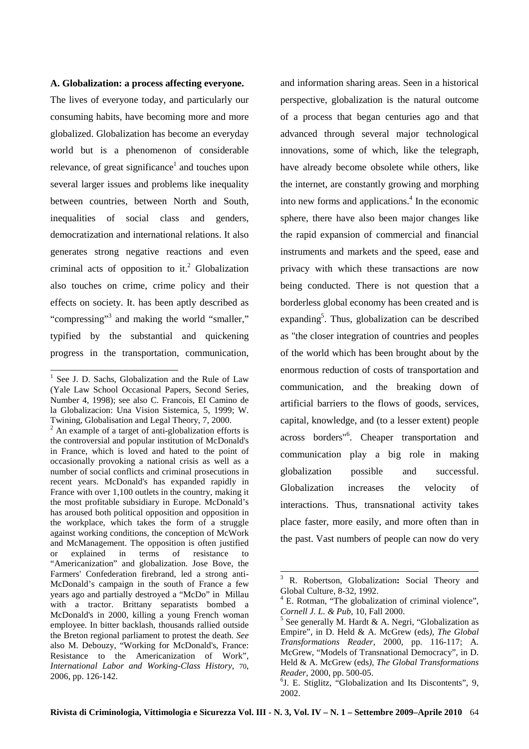**A. Globalization: a process affecting everyone.**

The lives of everyone today, and particularly our consuming habits, have becoming more and more globalized. Globalization has become an everyday world but is a phenomenon of considerable relevance, of great significance[1] and touches upon several larger issues and problems like inequality between countries, between North and South, inequalities of social class and genders, democratization and international relations. It also generates strong negative reactions and even criminal acts of opposition to it.[2] Globalization also touches on crime, crime policy and their effects on society. It. has been aptly described as "compressing"[3] and making the world "smaller," typified by the substantial and quickening progress in the transportation, communication, and information sharing areas. Seen in a historical perspective, globalization is the natural outcome of a process that began centuries ago and that advanced through several major technological innovations, some of which, like the telegraph, have already become obsolete while others, like the internet, are constantly growing and morphing into new forms and applications.[4] In the economic sphere, there have also been major changes like the rapid expansion of commercial and financial instruments and markets and the speed, ease and privacy with which these transactions are now being conducted. There is not question that a borderless global economy has been created and is expanding[5]. Thus, globalization can be described as "the closer integration of countries and peoples of the world which has been brought about by the enormous reduction of costs of transportation and communication, and the breaking down of artificial barriers to the flows of goods, services, capital, knowledge, and (to a lesser extent) people across borders"[6]. Cheaper transportation and communication play a big role in making globalization possible and successful. Globalization increases the velocity of interactions. Thus, transnational activity takes place faster, more easily, and more often than in the past. Vast numbers of people can now do very

---

[1] See J. D. Sachs, Globalization and the Rule of Law (Yale Law School Occasional Papers, Second Series, Number 4, 1998); see also C. Francois, El Camino de la Globalizacion: Una Vision Sistemica, 5, 1999; W. Twining, Globalisation and Legal Theory, 7, 2000.

[2] An example of a target of anti-globalization efforts is the controversial and popular institution of McDonald's in France, which is loved and hated to the point of occasionally provoking a national crisis as well as a number of social conflicts and criminal prosecutions in recent years. McDonald's has expanded rapidly in France with over 1,100 outlets in the country, making it the most profitable subsidiary in Europe. McDonald's has aroused both political opposition and opposition in the workplace, which takes the form of a struggle against working conditions, the conception of McWork and McManagement. The opposition is often justified or explained in terms of resistance to "Americanization" and globalization. Jose Bove, the Farmers' Confederation firebrand, led a strong anti-McDonald's campaign in the south of France a few years ago and partially destroyed a "McDo" in Millau with a tractor. Brittany separatists bombed a McDonald's in 2000, killing a young French woman employee. In bitter backlash, thousands rallied outside the Breton regional parliament to protest the death. *See* also M. Debouzy, "Working for McDonald's, France: Resistance to the Americanization of Work", *International Labor and Working-Class History*, 70, 2006, pp. 126-142.

[3] R. Robertson, Globalization**:** Social Theory and Global Culture, 8-32, 1992.

[4] E. Rotman, "The globalization of criminal violence", *Cornell J. L. & Pub*, 10, Fall 2000.

[5] See generally M. Hardt & A. Negri, "Globalization as Empire", in D. Held & A. McGrew (eds*)*, *The Global Transformations Reader*, 2000, pp. 116-117; A. McGrew, "Models of Transnational Democracy", in D. Held & A. McGrew (eds*)*, *The Global Transformations Reader*, 2000, pp. 500-05.

[6] J. E. Stiglitz, "Globalization and Its Discontents", 9, 2002.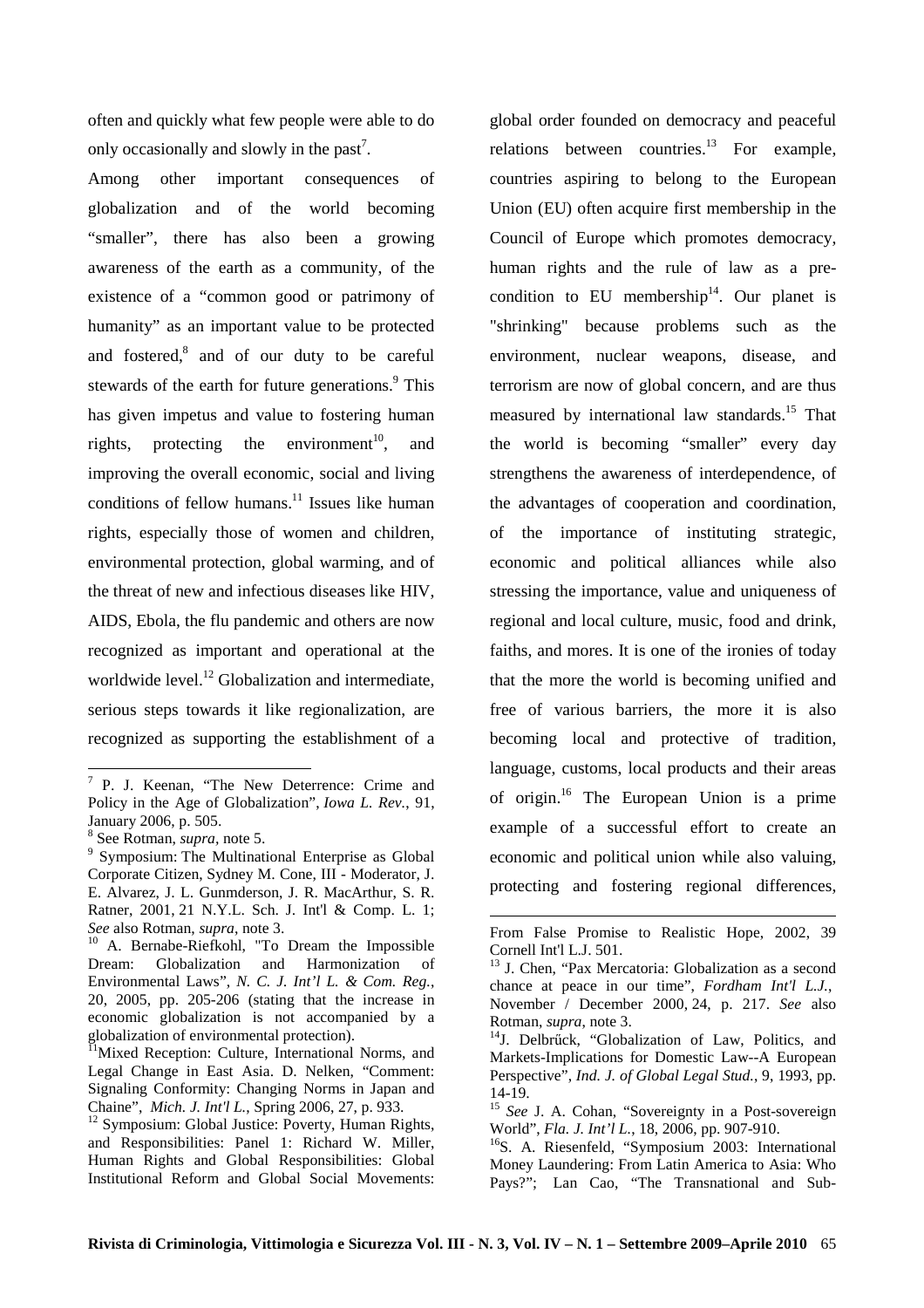often and quickly what few people were able to do only occasionally and slowly in the past[7].

Among other important consequences of globalization and of the world becoming "smaller", there has also been a growing awareness of the earth as a community, of the existence of a "common good or patrimony of humanity" as an important value to be protected and fostered,[8] and of our duty to be careful stewards of the earth for future generations.[9] This has given impetus and value to fostering human rights, protecting the environment[10], and improving the overall economic, social and living conditions of fellow humans.[11] Issues like human rights, especially those of women and children, environmental protection, global warming, and of the threat of new and infectious diseases like HIV, AIDS, Ebola, the flu pandemic and others are now recognized as important and operational at the worldwide level.[12] Globalization and intermediate, serious steps towards it like regionalization, are recognized as supporting the establishment of a global order founded on democracy and peaceful relations between countries.[13] For example, countries aspiring to belong to the European Union (EU) often acquire first membership in the Council of Europe which promotes democracy, human rights and the rule of law as a pre-condition to EU membership[14]. Our planet is "shrinking" because problems such as the environment, nuclear weapons, disease, and terrorism are now of global concern, and are thus measured by international law standards.[15] That the world is becoming "smaller" every day strengthens the awareness of interdependence, of the advantages of cooperation and coordination, of the importance of instituting strategic, economic and political alliances while also stressing the importance, value and uniqueness of regional and local culture, music, food and drink, faiths, and mores. It is one of the ironies of today that the more the world is becoming unified and free of various barriers, the more it is also becoming local and protective of tradition, language, customs, local products and their areas of origin.[16] The European Union is a prime example of a successful effort to create an economic and political union while also valuing, protecting and fostering regional differences,

---

[7] P. J. Keenan, "The New Deterrence: Crime and Policy in the Age of Globalization", *Iowa L. Rev.*, 91, January 2006, p. 505.

[8] See Rotman, *supra*, note 5.

[9] Symposium: The Multinational Enterprise as Global Corporate Citizen, Sydney M. Cone, III - Moderator, J. E. Alvarez, J. L. Gunmderson, J. R. MacArthur, S. R. Ratner, 2001, 21 N.Y.L. Sch. J. Int'l & Comp. L. 1; *See* also Rotman, *supra*, note 3.

[10] A. Bernabe-Riefkohl, "To Dream the Impossible Dream: Globalization and Harmonization of Environmental Laws", *N. C. J. Int'l L. & Com. Reg.*, 20, 2005, pp. 205-206 (stating that the increase in economic globalization is not accompanied by a globalization of environmental protection).

[11] Mixed Reception: Culture, International Norms, and Legal Change in East Asia. D. Nelken, "Comment: Signaling Conformity: Changing Norms in Japan and Chaine", *Mich. J. Int'l L.*, Spring 2006, 27, p. 933.

[12] Symposium: Global Justice: Poverty, Human Rights, and Responsibilities: Panel 1: Richard W. Miller, Human Rights and Global Responsibilities: Global Institutional Reform and Global Social Movements: From False Promise to Realistic Hope, 2002, 39 Cornell Int'l L.J. 501.

[13] J. Chen, "Pax Mercatoria: Globalization as a second chance at peace in our time", *Fordham Int'l L.J.*, November / December 2000, 24, p. 217. *See* also Rotman, *supra*, note 3.

[14] J. Delbrűck, "Globalization of Law, Politics, and Markets-Implications for Domestic Law--A European Perspective", *Ind. J. of Global Legal Stud.*, 9, 1993, pp. 14-19.

[15] *See* J. A. Cohan, "Sovereignty in a Post-sovereign World", *Fla. J. Int'l L.*, 18, 2006, pp. 907-910.

[16] S. A. Riesenfeld, "Symposium 2003: International Money Laundering: From Latin America to Asia: Who Pays?"; Lan Cao, "The Transnational and Sub-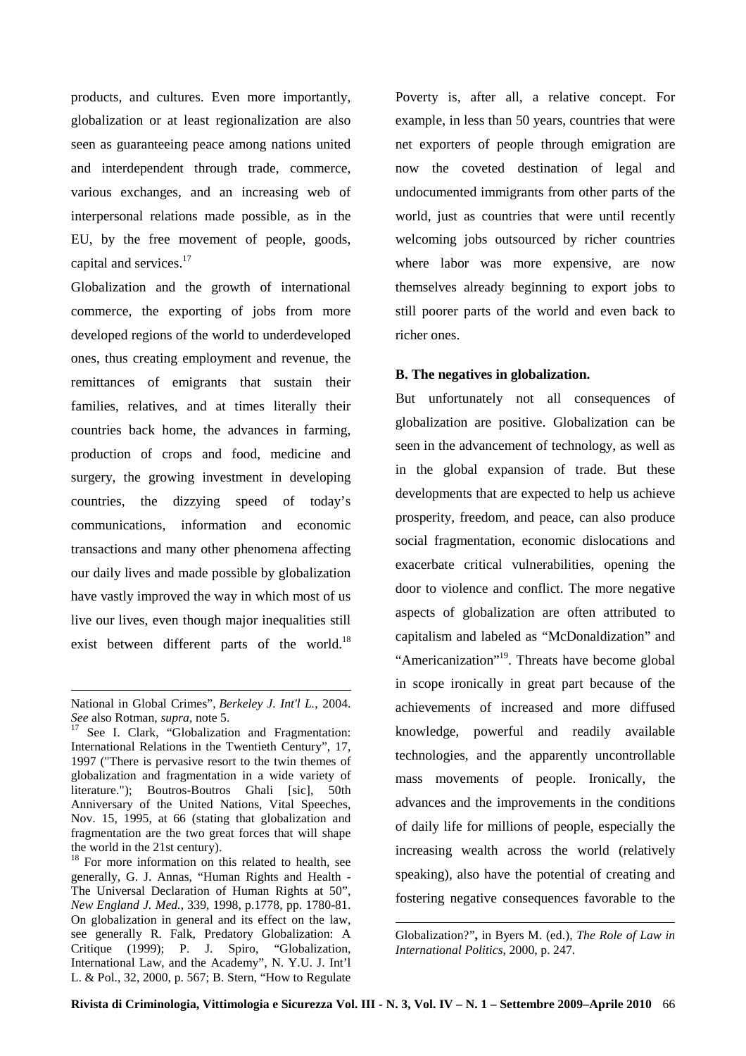products, and cultures. Even more importantly, globalization or at least regionalization are also seen as guaranteeing peace among nations united and interdependent through trade, commerce, various exchanges, and an increasing web of interpersonal relations made possible, as in the EU, by the free movement of people, goods, capital and services.[17]

Globalization and the growth of international commerce, the exporting of jobs from more developed regions of the world to underdeveloped ones, thus creating employment and revenue, the remittances of emigrants that sustain their families, relatives, and at times literally their countries back home, the advances in farming, production of crops and food, medicine and surgery, the growing investment in developing countries, the dizzying speed of today's communications, information and economic transactions and many other phenomena affecting our daily lives and made possible by globalization have vastly improved the way in which most of us live our lives, even though major inequalities still exist between different parts of the world.[18] Poverty is, after all, a relative concept. For example, in less than 50 years, countries that were net exporters of people through emigration are now the coveted destination of legal and undocumented immigrants from other parts of the world, just as countries that were until recently welcoming jobs outsourced by richer countries where labor was more expensive, are now themselves already beginning to export jobs to still poorer parts of the world and even back to richer ones.

### B. The negatives in globalization.

But unfortunately not all consequences of globalization are positive. Globalization can be seen in the advancement of technology, as well as in the global expansion of trade. But these developments that are expected to help us achieve prosperity, freedom, and peace, can also produce social fragmentation, economic dislocations and exacerbate critical vulnerabilities, opening the door to violence and conflict. The more negative aspects of globalization are often attributed to capitalism and labeled as "McDonaldization" and "Americanization"[19]. Threats have become global in scope ironically in great part because of the achievements of increased and more diffused knowledge, powerful and readily available technologies, and the apparently uncontrollable mass movements of people. Ironically, the advances and the improvements in the conditions of daily life for millions of people, especially the increasing wealth across the world (relatively speaking), also have the potential of creating and fostering negative consequences favorable to the

---

National in Global Crimes", *Berkeley J. Int'l L.*, 2004. *See* also Rotman, *supra*, note 5.

[17] See I. Clark, "Globalization and Fragmentation: International Relations in the Twentieth Century", 17, 1997 ("There is pervasive resort to the twin themes of globalization and fragmentation in a wide variety of literature."); Boutros-Boutros Ghali [sic], 50th Anniversary of the United Nations, Vital Speeches, Nov. 15, 1995, at 66 (stating that globalization and fragmentation are the two great forces that will shape the world in the 21st century).

[18] For more information on this related to health, see generally, G. J. Annas, "Human Rights and Health - The Universal Declaration of Human Rights at 50", *New England J. Med.*, 339, 1998, p.1778, pp. 1780-81. On globalization in general and its effect on the law, see generally R. Falk, Predatory Globalization: A Critique (1999); P. J. Spiro, "Globalization, International Law, and the Academy", N. Y.U. J. Int'l L. & Pol., 32, 2000, p. 567; B. Stern, "How to Regulate Globalization?", in Byers M. (ed.), *The Role of Law in International Politics*, 2000, p. 247.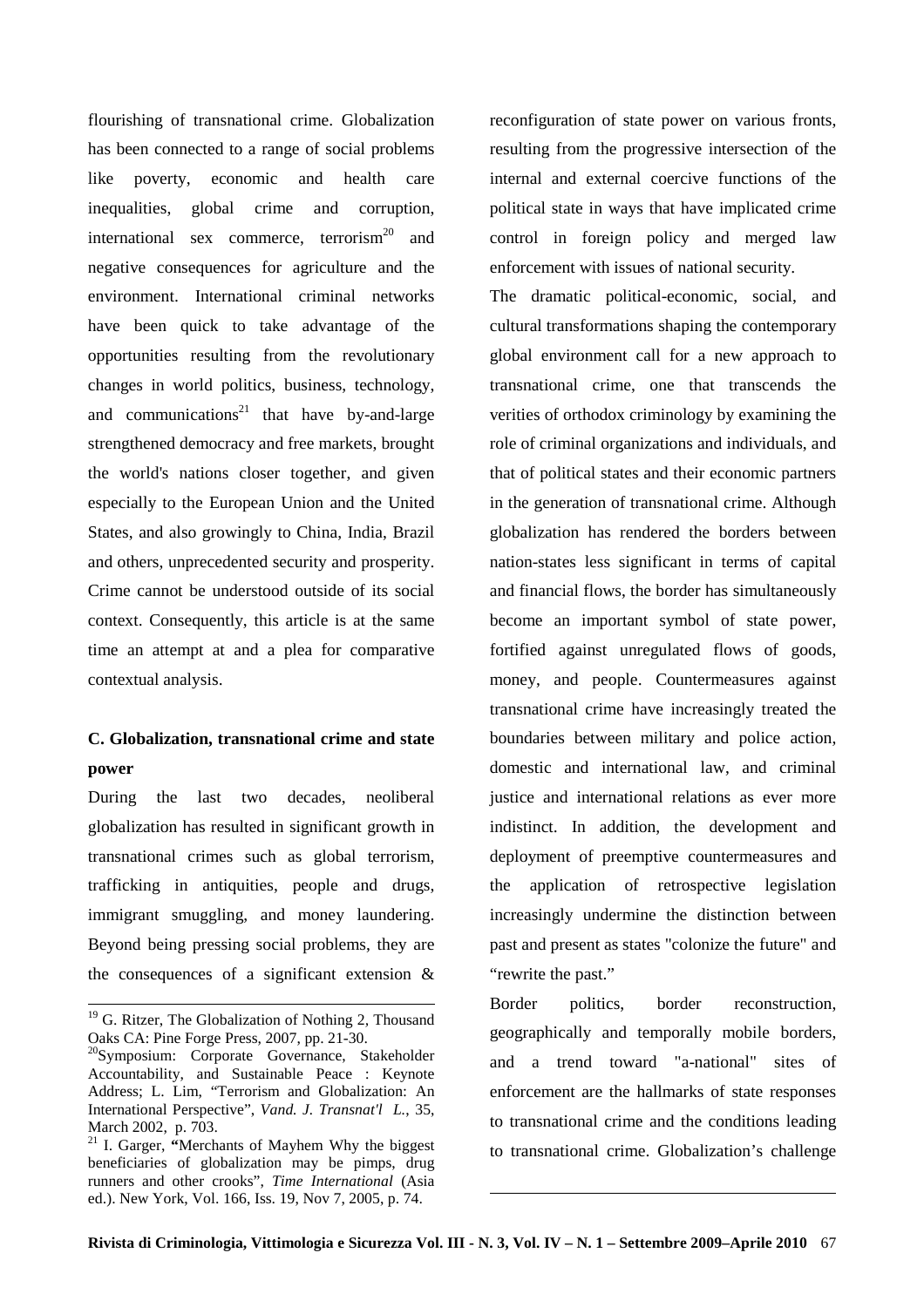flourishing of transnational crime. Globalization has been connected to a range of social problems like poverty, economic and health care inequalities, global crime and corruption, international sex commerce, terrorism[20] and negative consequences for agriculture and the environment. International criminal networks have been quick to take advantage of the opportunities resulting from the revolutionary changes in world politics, business, technology, and communications[21] that have by-and-large strengthened democracy and free markets, brought the world's nations closer together, and given especially to the European Union and the United States, and also growingly to China, India, Brazil and others, unprecedented security and prosperity. Crime cannot be understood outside of its social context. Consequently, this article is at the same time an attempt at and a plea for comparative contextual analysis.

## C. Globalization, transnational crime and state power

During the last two decades, neoliberal globalization has resulted in significant growth in transnational crimes such as global terrorism, trafficking in antiquities, people and drugs, immigrant smuggling, and money laundering. Beyond being pressing social problems, they are the consequences of a significant extension & reconfiguration of state power on various fronts, resulting from the progressive intersection of the internal and external coercive functions of the political state in ways that have implicated crime control in foreign policy and merged law enforcement with issues of national security.

The dramatic political-economic, social, and cultural transformations shaping the contemporary global environment call for a new approach to transnational crime, one that transcends the verities of orthodox criminology by examining the role of criminal organizations and individuals, and that of political states and their economic partners in the generation of transnational crime. Although globalization has rendered the borders between nation-states less significant in terms of capital and financial flows, the border has simultaneously become an important symbol of state power, fortified against unregulated flows of goods, money, and people. Countermeasures against transnational crime have increasingly treated the boundaries between military and police action, domestic and international law, and criminal justice and international relations as ever more indistinct. In addition, the development and deployment of preemptive countermeasures and the application of retrospective legislation increasingly undermine the distinction between past and present as states "colonize the future" and "rewrite the past."

Border politics, border reconstruction, geographically and temporally mobile borders, and a trend toward "a-national" sites of enforcement are the hallmarks of state responses to transnational crime and the conditions leading to transnational crime. Globalization's challenge

---

[19] G. Ritzer, The Globalization of Nothing 2, Thousand Oaks CA: Pine Forge Press, 2007, pp. 21-30.

[20] Symposium: Corporate Governance, Stakeholder Accountability, and Sustainable Peace : Keynote Address; L. Lim, "Terrorism and Globalization: An International Perspective", *Vand. J. Transnat'l L.*, 35, March 2002, p. 703.

[21] I. Garger, **"**Merchants of Mayhem Why the biggest beneficiaries of globalization may be pimps, drug runners and other crooks", *Time International* (Asia ed.). New York, Vol. 166, Iss. 19, Nov 7, 2005, p. 74.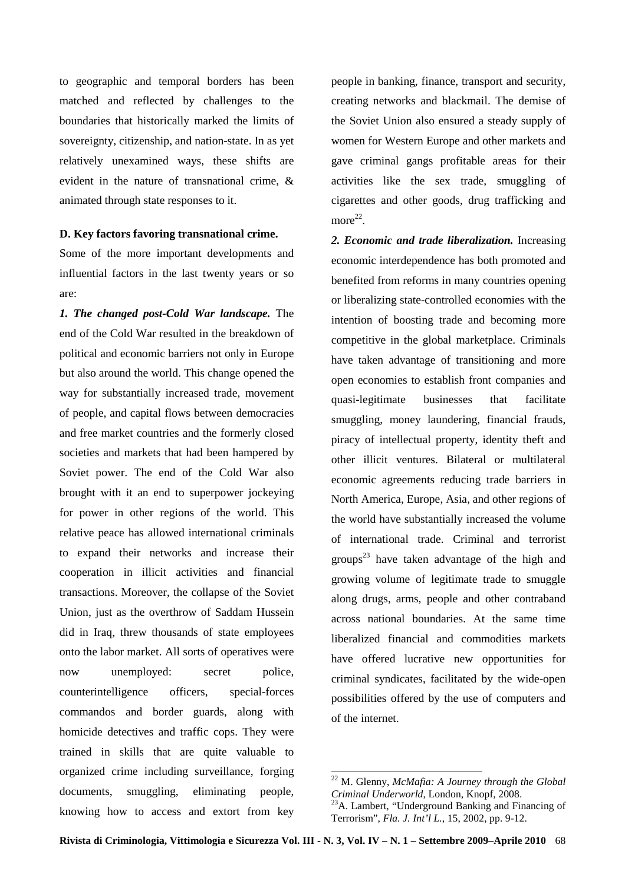to geographic and temporal borders has been matched and reflected by challenges to the boundaries that historically marked the limits of sovereignty, citizenship, and nation-state. In as yet relatively unexamined ways, these shifts are evident in the nature of transnational crime, & animated through state responses to it.

**D. Key factors favoring transnational crime.**

Some of the more important developments and influential factors in the last twenty years or so are:

***1. The changed post-Cold War landscape.*** The end of the Cold War resulted in the breakdown of political and economic barriers not only in Europe but also around the world. This change opened the way for substantially increased trade, movement of people, and capital flows between democracies and free market countries and the formerly closed societies and markets that had been hampered by Soviet power. The end of the Cold War also brought with it an end to superpower jockeying for power in other regions of the world. This relative peace has allowed international criminals to expand their networks and increase their cooperation in illicit activities and financial transactions. Moreover, the collapse of the Soviet Union, just as the overthrow of Saddam Hussein did in Iraq, threw thousands of state employees onto the labor market. All sorts of operatives were now unemployed: secret police, counterintelligence officers, special-forces commandos and border guards, along with homicide detectives and traffic cops. They were trained in skills that are quite valuable to organized crime including surveillance, forging documents, smuggling, eliminating people, knowing how to access and extort from key people in banking, finance, transport and security, creating networks and blackmail. The demise of the Soviet Union also ensured a steady supply of women for Western Europe and other markets and gave criminal gangs profitable areas for their activities like the sex trade, smuggling of cigarettes and other goods, drug trafficking and more[22].

***2. Economic and trade liberalization.*** Increasing economic interdependence has both promoted and benefited from reforms in many countries opening or liberalizing state-controlled economies with the intention of boosting trade and becoming more competitive in the global marketplace. Criminals have taken advantage of transitioning and more open economies to establish front companies and quasi-legitimate businesses that facilitate smuggling, money laundering, financial frauds, piracy of intellectual property, identity theft and other illicit ventures. Bilateral or multilateral economic agreements reducing trade barriers in North America, Europe, Asia, and other regions of the world have substantially increased the volume of international trade. Criminal and terrorist groups[23] have taken advantage of the high and growing volume of legitimate trade to smuggle along drugs, arms, people and other contraband across national boundaries. At the same time liberalized financial and commodities markets have offered lucrative new opportunities for criminal syndicates, facilitated by the wide-open possibilities offered by the use of computers and of the internet.

---

[22] M. Glenny, *McMafia: A Journey through the Global Criminal Underworld*, London, Knopf, 2008.

[23] A. Lambert, "Underground Banking and Financing of Terrorism", *Fla. J. Int'l L.*, 15, 2002, pp. 9-12.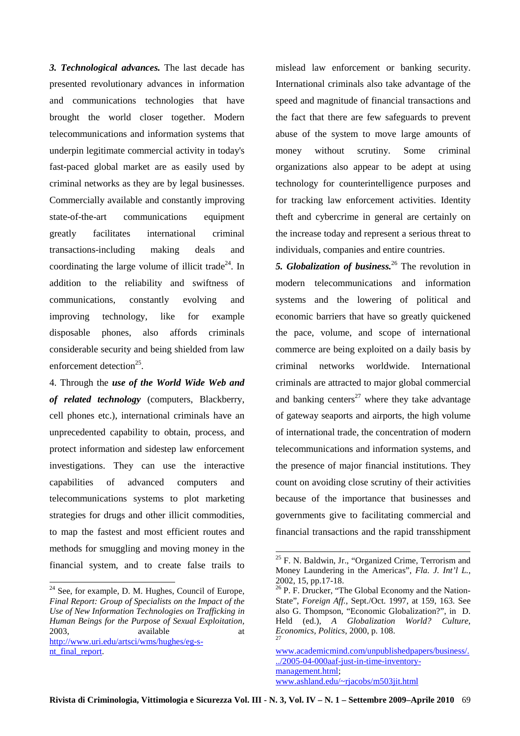***3. Technological advances.*** The last decade has presented revolutionary advances in information and communications technologies that have brought the world closer together. Modern telecommunications and information systems that underpin legitimate commercial activity in today's fast-paced global market are as easily used by criminal networks as they are by legal businesses. Commercially available and constantly improving state-of-the-art communications equipment greatly facilitates international criminal transactions-including making deals and coordinating the large volume of illicit trade[24]. In addition to the reliability and swiftness of communications, constantly evolving and improving technology, like for example disposable phones, also affords criminals considerable security and being shielded from law enforcement detection[25].

4. Through the ***use of the World Wide Web and of related technology*** (computers, Blackberry, cell phones etc.), international criminals have an unprecedented capability to obtain, process, and protect information and sidestep law enforcement investigations. They can use the interactive capabilities of advanced computers and telecommunications systems to plot marketing strategies for drugs and other illicit commodities, to map the fastest and most efficient routes and methods for smuggling and moving money in the financial system, and to create false trails to mislead law enforcement or banking security. International criminals also take advantage of the speed and magnitude of financial transactions and the fact that there are few safeguards to prevent abuse of the system to move large amounts of money without scrutiny. Some criminal organizations also appear to be adept at using technology for counterintelligence purposes and for tracking law enforcement activities. Identity theft and cybercrime in general are certainly on the increase today and represent a serious threat to individuals, companies and entire countries.

***5. Globalization of business.***[26] The revolution in modern telecommunications and information systems and the lowering of political and economic barriers that have so greatly quickened the pace, volume, and scope of international commerce are being exploited on a daily basis by criminal networks worldwide. International criminals are attracted to major global commercial and banking centers[27] where they take advantage of gateway seaports and airports, the high volume of international trade, the concentration of modern telecommunications and information systems, and the presence of major financial institutions. They count on avoiding close scrutiny of their activities because of the importance that businesses and governments give to facilitating commercial and financial transactions and the rapid transshipment

---

[24] See, for example, D. M. Hughes, Council of Europe, *Final Report: Group of Specialists on the Impact of the Use of New Information Technologies on Trafficking in Human Beings for the Purpose of Sexual Exploitation*, 2003, available at http://www.uri.edu/artsci/wms/hughes/eg-s-nt_final_report.

[25] F. N. Baldwin, Jr., "Organized Crime, Terrorism and Money Laundering in the Americas", *Fla. J. Int'l L.*, 2002, 15, pp.17-18.

[26] P. F. Drucker, "The Global Economy and the Nation-State", *Foreign Aff.*, Sept./Oct. 1997, at 159, 163. See also G. Thompson, "Economic Globalization?", in D. Held (ed.), *A Globalization World? Culture, Economics, Politics*, 2000, p. 108.

[27] www.academicmind.com/unpublishedpapers/business/../2005-04-000aaf-just-in-time-inventory-management.html; www.ashland.edu/~rjacobs/m503jit.html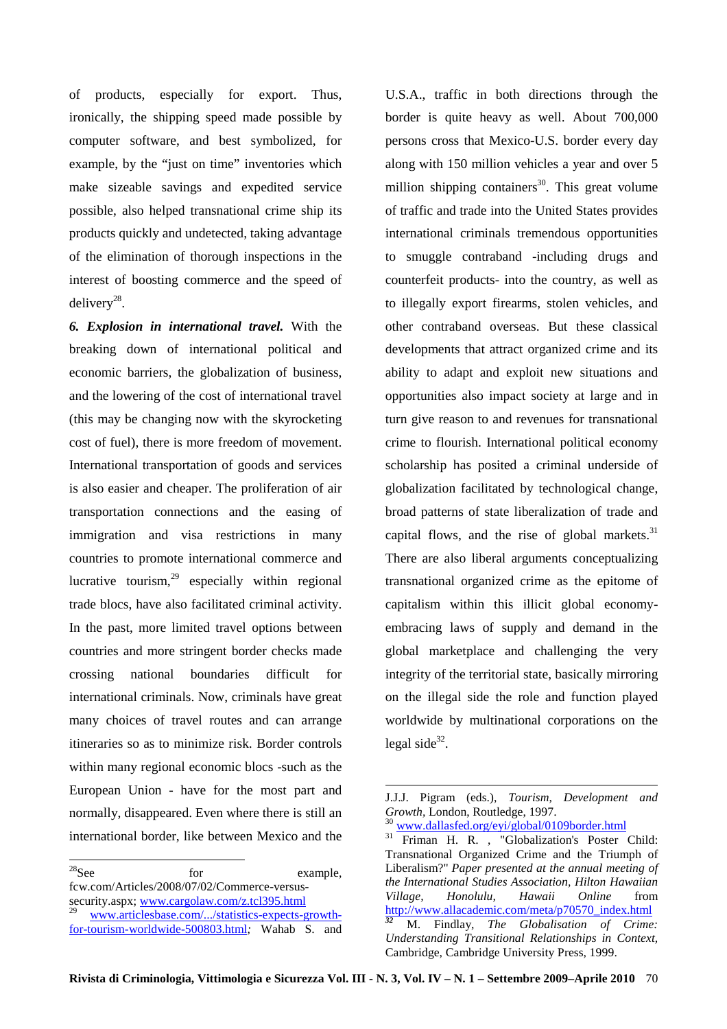of products, especially for export. Thus, ironically, the shipping speed made possible by computer software, and best symbolized, for example, by the "just on time" inventories which make sizeable savings and expedited service possible, also helped transnational crime ship its products quickly and undetected, taking advantage of the elimination of thorough inspections in the interest of boosting commerce and the speed of delivery[28].

***6. Explosion in international travel.*** With the breaking down of international political and economic barriers, the globalization of business, and the lowering of the cost of international travel (this may be changing now with the skyrocketing cost of fuel), there is more freedom of movement. International transportation of goods and services is also easier and cheaper. The proliferation of air transportation connections and the easing of immigration and visa restrictions in many countries to promote international commerce and lucrative tourism,[29] especially within regional trade blocs, have also facilitated criminal activity. In the past, more limited travel options between countries and more stringent border checks made crossing national boundaries difficult for international criminals. Now, criminals have great many choices of travel routes and can arrange itineraries so as to minimize risk. Border controls within many regional economic blocs -such as the European Union - have for the most part and normally, disappeared. Even where there is still an international border, like between Mexico and the U.S.A., traffic in both directions through the border is quite heavy as well. About 700,000 persons cross that Mexico-U.S. border every day along with 150 million vehicles a year and over 5 million shipping containers[30]. This great volume of traffic and trade into the United States provides international criminals tremendous opportunities to smuggle contraband -including drugs and counterfeit products- into the country, as well as to illegally export firearms, stolen vehicles, and other contraband overseas. But these classical developments that attract organized crime and its ability to adapt and exploit new situations and opportunities also impact society at large and in turn give reason to and revenues for transnational crime to flourish. International political economy scholarship has posited a criminal underside of globalization facilitated by technological change, broad patterns of state liberalization of trade and capital flows, and the rise of global markets.[31] There are also liberal arguments conceptualizing transnational organized crime as the epitome of capitalism within this illicit global economy- embracing laws of supply and demand in the global marketplace and challenging the very integrity of the territorial state, basically mirroring on the illegal side the role and function played worldwide by multinational corporations on the legal side[32].

---

[28]See for example, fcw.com/Articles/2008/07/02/Commerce-versus-security.aspx; www.cargolaw.com/z.tcl395.html

[29] www.articlesbase.com/.../statistics-expects-growth-for-tourism-worldwide-500803.html; Wahab S. and J.J.J. Pigram (eds.), *Tourism, Development and Growth*, London, Routledge, 1997.

[30] www.dallasfed.org/eyi/global/0109border.html

[31] Friman H. R. , "Globalization's Poster Child: Transnational Organized Crime and the Triumph of Liberalism?" *Paper presented at the annual meeting of the International Studies Association, Hilton Hawaiian Village, Honolulu, Hawaii Online* from http://www.allacademic.com/meta/p70570_index.html

[32] M. Findlay, *The Globalisation of Crime: Understanding Transitional Relationships in Context*, Cambridge, Cambridge University Press, 1999.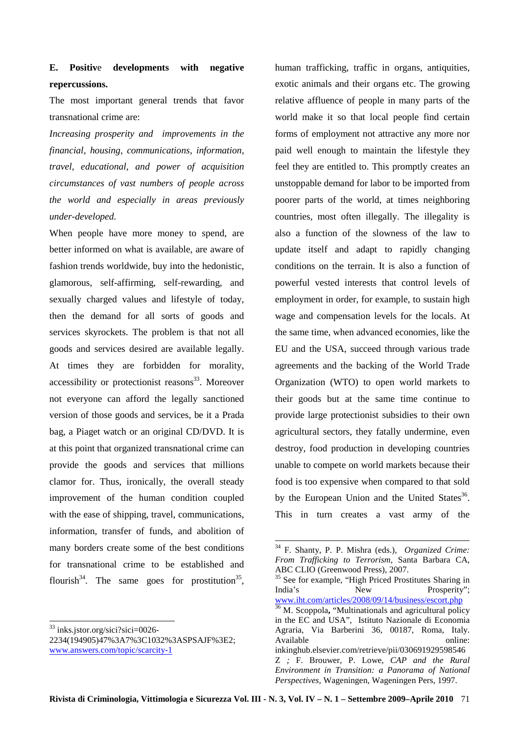**E. Positive developments with negative repercussions.**

The most important general trends that favor transnational crime are:

*Increasing prosperity and improvements in the financial, housing, communications, information, travel, educational, and power of acquisition circumstances of vast numbers of people across the world and especially in areas previously under-developed.*

When people have more money to spend, are better informed on what is available, are aware of fashion trends worldwide, buy into the hedonistic, glamorous, self-affirming, self-rewarding, and sexually charged values and lifestyle of today, then the demand for all sorts of goods and services skyrockets. The problem is that not all goods and services desired are available legally. At times they are forbidden for morality, accessibility or protectionist reasons[33]. Moreover not everyone can afford the legally sanctioned version of those goods and services, be it a Prada bag, a Piaget watch or an original CD/DVD. It is at this point that organized transnational crime can provide the goods and services that millions clamor for. Thus, ironically, the overall steady improvement of the human condition coupled with the ease of shipping, travel, communications, information, transfer of funds, and abolition of many borders create some of the best conditions for transnational crime to be established and flourish[34]. The same goes for prostitution[35], human trafficking, traffic in organs, antiquities, exotic animals and their organs etc. The growing relative affluence of people in many parts of the world make it so that local people find certain forms of employment not attractive any more nor paid well enough to maintain the lifestyle they feel they are entitled to. This promptly creates an unstoppable demand for labor to be imported from poorer parts of the world, at times neighboring countries, most often illegally. The illegality is also a function of the slowness of the law to update itself and adapt to rapidly changing conditions on the terrain. It is also a function of powerful vested interests that control levels of employment in order, for example, to sustain high wage and compensation levels for the locals. At the same time, when advanced economies, like the EU and the USA, succeed through various trade agreements and the backing of the World Trade Organization (WTO) to open world markets to their goods but at the same time continue to provide large protectionist subsidies to their own agricultural sectors, they fatally undermine, even destroy, food production in developing countries unable to compete on world markets because their food is too expensive when compared to that sold by the European Union and the United States[36]. This in turn creates a vast army of the

---

[33] inks.jstor.org/sici?sici=0026-2234(194905)47%3A7%3C1032%3ASPSAJF%3E2; www.answers.com/topic/scarcity-1

[34] F. Shanty, P. P. Mishra (eds.), *Organized Crime: From Trafficking to Terrorism*, Santa Barbara CA, ABC CLIO (Greenwood Press), 2007.

[35] See for example, "High Priced Prostitutes Sharing in India's New Prosperity"; www.iht.com/articles/2008/09/14/business/escort.php

[36] M. Scoppola**,** "Multinationals and agricultural policy in the EC and USA", Istituto Nazionale di Economia Agraria, Via Barberini 36, 00187, Roma, Italy. Available online: inkinghub.elsevier.com/retrieve/pii/030691929598546Z ; F. Brouwer, P. Lowe, *CAP and the Rural Environment in Transition: a Panorama of National Perspectives,* Wageningen, Wageningen Pers, 1997.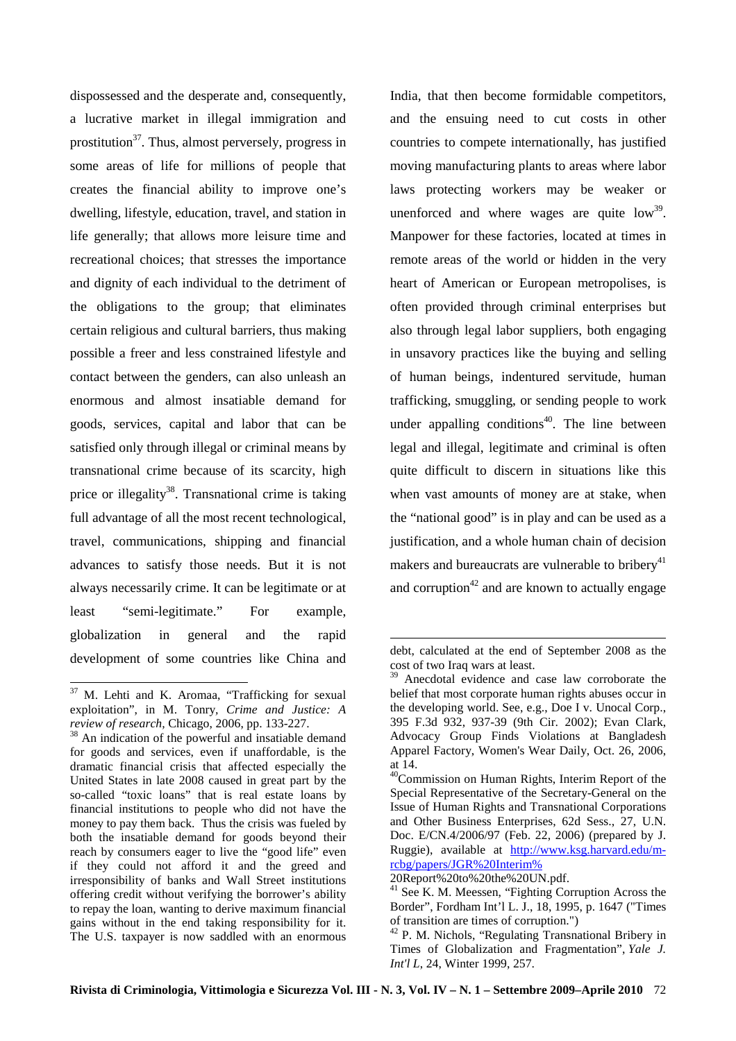dispossessed and the desperate and, consequently, a lucrative market in illegal immigration and prostitution[37]. Thus, almost perversely, progress in some areas of life for millions of people that creates the financial ability to improve one's dwelling, lifestyle, education, travel, and station in life generally; that allows more leisure time and recreational choices; that stresses the importance and dignity of each individual to the detriment of the obligations to the group; that eliminates certain religious and cultural barriers, thus making possible a freer and less constrained lifestyle and contact between the genders, can also unleash an enormous and almost insatiable demand for goods, services, capital and labor that can be satisfied only through illegal or criminal means by transnational crime because of its scarcity, high price or illegality[38]. Transnational crime is taking full advantage of all the most recent technological, travel, communications, shipping and financial advances to satisfy those needs. But it is not always necessarily crime. It can be legitimate or at least "semi-legitimate." For example, globalization in general and the rapid development of some countries like China and India, that then become formidable competitors, and the ensuing need to cut costs in other countries to compete internationally, has justified moving manufacturing plants to areas where labor laws protecting workers may be weaker or unenforced and where wages are quite low[39]. Manpower for these factories, located at times in remote areas of the world or hidden in the very heart of American or European metropolises, is often provided through criminal enterprises but also through legal labor suppliers, both engaging in unsavory practices like the buying and selling of human beings, indentured servitude, human trafficking, smuggling, or sending people to work under appalling conditions[40]. The line between legal and illegal, legitimate and criminal is often quite difficult to discern in situations like this when vast amounts of money are at stake, when the "national good" is in play and can be used as a justification, and a whole human chain of decision makers and bureaucrats are vulnerable to bribery[41] and corruption[42] and are known to actually engage

---

[37] M. Lehti and K. Aromaa, "Trafficking for sexual exploitation", in M. Tonry, *Crime and Justice: A review of research*, Chicago, 2006, pp. 133-227.

[38] An indication of the powerful and insatiable demand for goods and services, even if unaffordable, is the dramatic financial crisis that affected especially the United States in late 2008 caused in great part by the so-called "toxic loans" that is real estate loans by financial institutions to people who did not have the money to pay them back. Thus the crisis was fueled by both the insatiable demand for goods beyond their reach by consumers eager to live the "good life" even if they could not afford it and the greed and irresponsibility of banks and Wall Street institutions offering credit without verifying the borrower's ability to repay the loan, wanting to derive maximum financial gains without in the end taking responsibility for it. The U.S. taxpayer is now saddled with an enormous debt, calculated at the end of September 2008 as the cost of two Iraq wars at least.

[39] Anecdotal evidence and case law corroborate the belief that most corporate human rights abuses occur in the developing world. See, e.g., Doe I v. Unocal Corp., 395 F.3d 932, 937-39 (9th Cir. 2002); Evan Clark, Advocacy Group Finds Violations at Bangladesh Apparel Factory, Women's Wear Daily, Oct. 26, 2006, at 14.

[40] Commission on Human Rights, Interim Report of the Special Representative of the Secretary-General on the Issue of Human Rights and Transnational Corporations and Other Business Enterprises, 62d Sess., 27, U.N. Doc. E/CN.4/2006/97 (Feb. 22, 2006) (prepared by J. Ruggie), available at http://www.ksg.harvard.edu/m-rcbg/papers/JGR%20Interim%20Report%20to%20the%20UN.pdf.

[41] See K. M. Meessen, "Fighting Corruption Across the Border", Fordham Int'l L. J., 18, 1995, p. 1647 ("Times of transition are times of corruption.")

[42] P. M. Nichols, "Regulating Transnational Bribery in Times of Globalization and Fragmentation", *Yale J. Int'l L*, 24, Winter 1999, 257.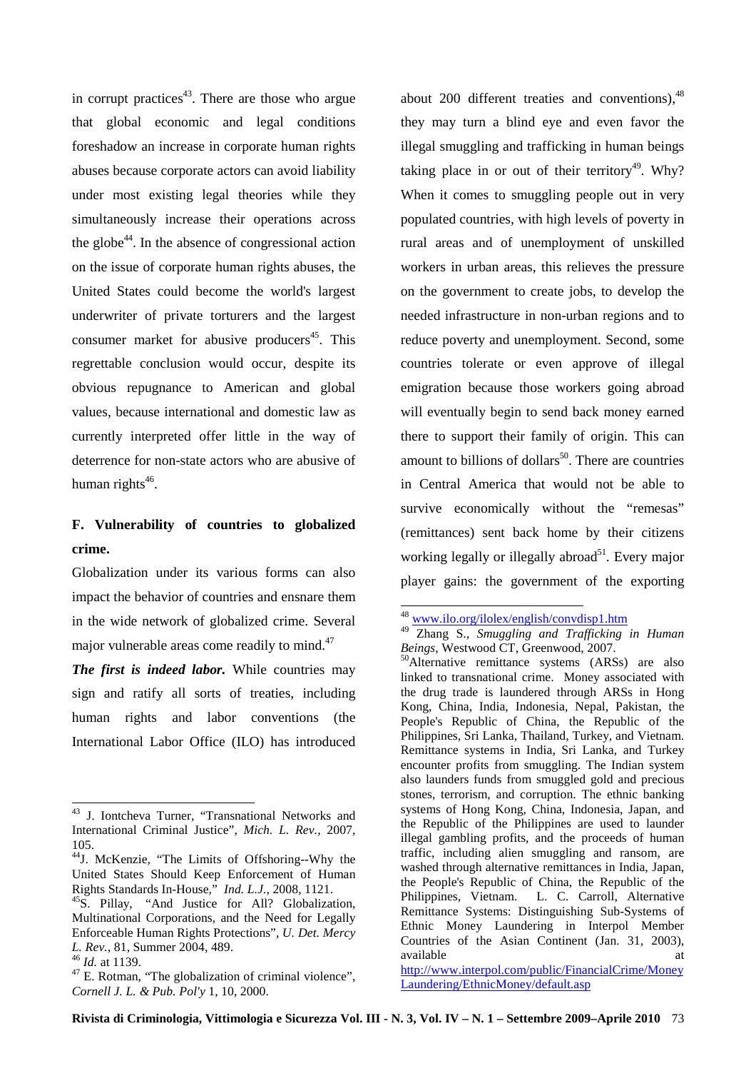in corrupt practices[43]. There are those who argue that global economic and legal conditions foreshadow an increase in corporate human rights abuses because corporate actors can avoid liability under most existing legal theories while they simultaneously increase their operations across the globe[44]. In the absence of congressional action on the issue of corporate human rights abuses, the United States could become the world's largest underwriter of private torturers and the largest consumer market for abusive producers[45]. This regrettable conclusion would occur, despite its obvious repugnance to American and global values, because international and domestic law as currently interpreted offer little in the way of deterrence for non-state actors who are abusive of human rights[46].

### F. Vulnerability of countries to globalized crime.

Globalization under its various forms can also impact the behavior of countries and ensnare them in the wide network of globalized crime. Several major vulnerable areas come readily to mind.[47]

***The first is indeed labor.*** While countries may sign and ratify all sorts of treaties, including human rights and labor conventions (the International Labor Office (ILO) has introduced about 200 different treaties and conventions),[48] they may turn a blind eye and even favor the illegal smuggling and trafficking in human beings taking place in or out of their territory[49]. Why? When it comes to smuggling people out in very populated countries, with high levels of poverty in rural areas and of unemployment of unskilled workers in urban areas, this relieves the pressure on the government to create jobs, to develop the needed infrastructure in non-urban regions and to reduce poverty and unemployment. Second, some countries tolerate or even approve of illegal emigration because those workers going abroad will eventually begin to send back money earned there to support their family of origin. This can amount to billions of dollars[50]. There are countries in Central America that would not be able to survive economically without the "remesas" (remittances) sent back home by their citizens working legally or illegally abroad[51]. Every major player gains: the government of the exporting

---

[43] J. Iontcheva Turner, "Transnational Networks and International Criminal Justice", *Mich. L. Rev.*, 2007, 105.

[44] J. McKenzie, "The Limits of Offshoring--Why the United States Should Keep Enforcement of Human Rights Standards In-House," *Ind. L.J.*, 2008, 1121.

[45] S. Pillay, "And Justice for All? Globalization, Multinational Corporations, and the Need for Legally Enforceable Human Rights Protections", *U. Det. Mercy L. Rev.*, 81, Summer 2004, 489.

[46] *Id.* at 1139.

[47] E. Rotman, "The globalization of criminal violence", *Cornell J. L. & Pub. Pol'y* 1, 10, 2000.

[48] www.ilo.org/ilolex/english/convdisp1.htm

[49] Zhang S., *Smuggling and Trafficking in Human Beings*, Westwood CT, Greenwood, 2007.

[50] Alternative remittance systems (ARSs) are also linked to transnational crime. Money associated with the drug trade is laundered through ARSs in Hong Kong, China, India, Indonesia, Nepal, Pakistan, the People's Republic of China, the Republic of the Philippines, Sri Lanka, Thailand, Turkey, and Vietnam. Remittance systems in India, Sri Lanka, and Turkey encounter profits from smuggling. The Indian system also launders funds from smuggled gold and precious stones, terrorism, and corruption. The ethnic banking systems of Hong Kong, China, Indonesia, Japan, and the Republic of the Philippines are used to launder illegal gambling profits, and the proceeds of human traffic, including alien smuggling and ransom, are washed through alternative remittances in India, Japan, the People's Republic of China, the Republic of the Philippines, Vietnam. L. C. Carroll, Alternative Remittance Systems: Distinguishing Sub-Systems of Ethnic Money Laundering in Interpol Member Countries of the Asian Continent (Jan. 31, 2003), available at http://www.interpol.com/public/FinancialCrime/MoneyLaundering/EthnicMoney/default.asp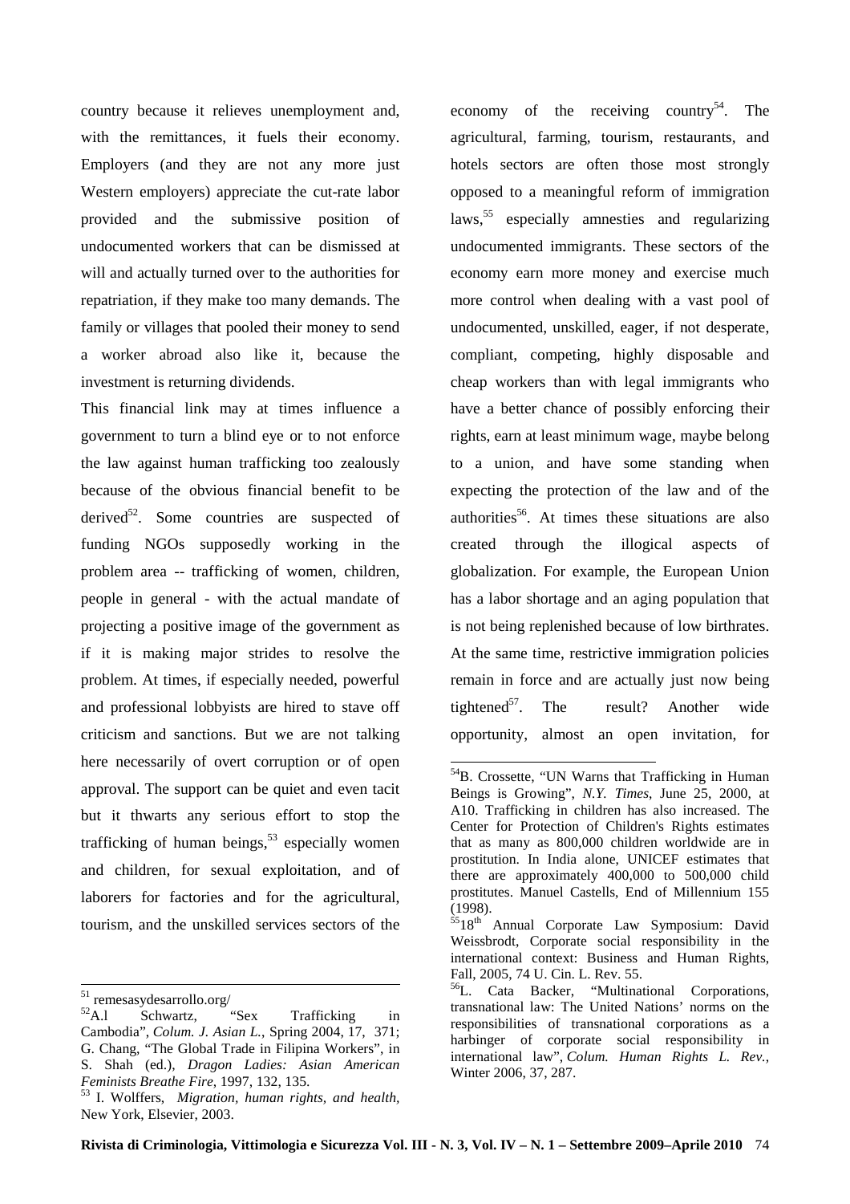country because it relieves unemployment and, with the remittances, it fuels their economy. Employers (and they are not any more just Western employers) appreciate the cut-rate labor provided and the submissive position of undocumented workers that can be dismissed at will and actually turned over to the authorities for repatriation, if they make too many demands. The family or villages that pooled their money to send a worker abroad also like it, because the investment is returning dividends.

This financial link may at times influence a government to turn a blind eye or to not enforce the law against human trafficking too zealously because of the obvious financial benefit to be derived[52]. Some countries are suspected of funding NGOs supposedly working in the problem area -- trafficking of women, children, people in general - with the actual mandate of projecting a positive image of the government as if it is making major strides to resolve the problem. At times, if especially needed, powerful and professional lobbyists are hired to stave off criticism and sanctions. But we are not talking here necessarily of overt corruption or of open approval. The support can be quiet and even tacit but it thwarts any serious effort to stop the trafficking of human beings,[53] especially women and children, for sexual exploitation, and of laborers for factories and for the agricultural, tourism, and the unskilled services sectors of the economy of the receiving country[54]. The agricultural, farming, tourism, restaurants, and hotels sectors are often those most strongly opposed to a meaningful reform of immigration laws,[55] especially amnesties and regularizing undocumented immigrants. These sectors of the economy earn more money and exercise much more control when dealing with a vast pool of undocumented, unskilled, eager, if not desperate, compliant, competing, highly disposable and cheap workers than with legal immigrants who have a better chance of possibly enforcing their rights, earn at least minimum wage, maybe belong to a union, and have some standing when expecting the protection of the law and of the authorities[56]. At times these situations are also created through the illogical aspects of globalization. For example, the European Union has a labor shortage and an aging population that is not being replenished because of low birthrates. At the same time, restrictive immigration policies remain in force and are actually just now being tightened[57]. The result? Another wide opportunity, almost an open invitation, for

---

[51] remesasydesarrollo.org/

[52] A.l Schwartz, "Sex Trafficking in Cambodia", *Colum. J. Asian L.*, Spring 2004, 17, 371; G. Chang, "The Global Trade in Filipina Workers", in S. Shah (ed.), *Dragon Ladies: Asian American Feminists Breathe Fire*, 1997, 132, 135.

[53] I. Wolffers, *Migration, human rights, and health*, New York, Elsevier, 2003.

[54] B. Crossette, "UN Warns that Trafficking in Human Beings is Growing", *N.Y. Times*, June 25, 2000, at A10. Trafficking in children has also increased. The Center for Protection of Children's Rights estimates that as many as 800,000 children worldwide are in prostitution. In India alone, UNICEF estimates that there are approximately 400,000 to 500,000 child prostitutes. Manuel Castells, End of Millennium 155 (1998).

[55] 18th Annual Corporate Law Symposium: David Weissbrodt, Corporate social responsibility in the international context: Business and Human Rights, Fall, 2005, 74 U. Cin. L. Rev. 55.

[56] L. Cata Backer, "Multinational Corporations, transnational law: The United Nations' norms on the responsibilities of transnational corporations as a harbinger of corporate social responsibility in international law", *Colum. Human Rights L. Rev.*, Winter 2006, 37, 287.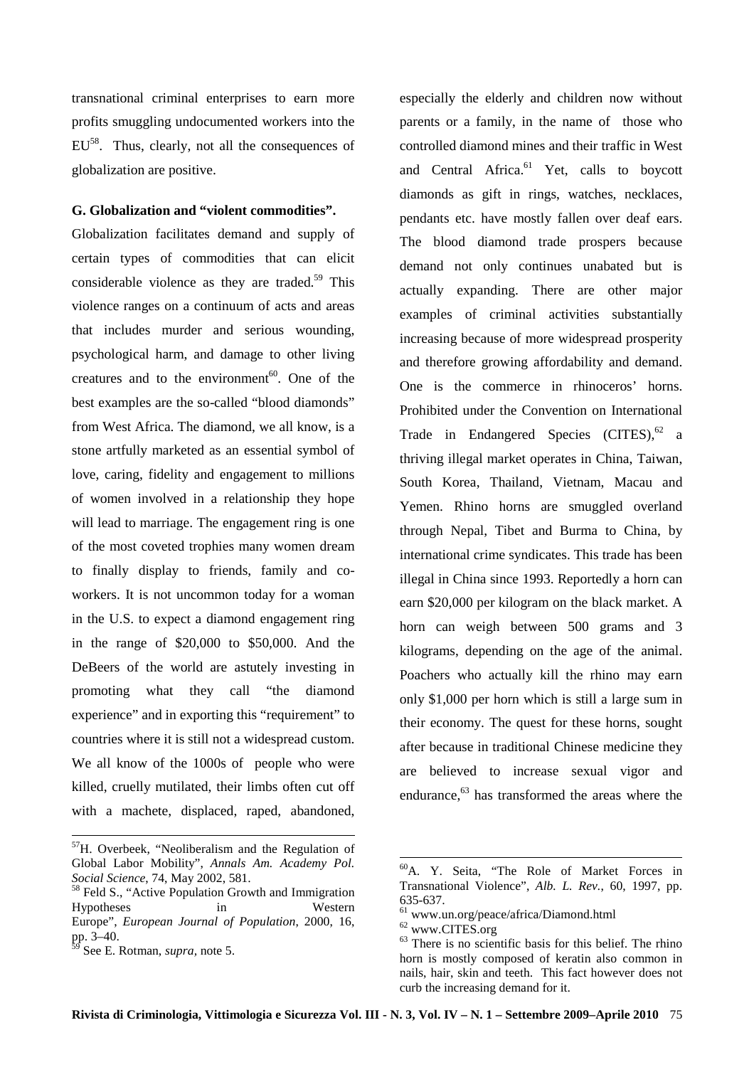transnational criminal enterprises to earn more profits smuggling undocumented workers into the EU[58]. Thus, clearly, not all the consequences of globalization are positive.

### G. Globalization and "violent commodities".

Globalization facilitates demand and supply of certain types of commodities that can elicit considerable violence as they are traded.[59] This violence ranges on a continuum of acts and areas that includes murder and serious wounding, psychological harm, and damage to other living creatures and to the environment[60]. One of the best examples are the so-called "blood diamonds" from West Africa. The diamond, we all know, is a stone artfully marketed as an essential symbol of love, caring, fidelity and engagement to millions of women involved in a relationship they hope will lead to marriage. The engagement ring is one of the most coveted trophies many women dream to finally display to friends, family and co-workers. It is not uncommon today for a woman in the U.S. to expect a diamond engagement ring in the range of $20,000 to $50,000. And the DeBeers of the world are astutely investing in promoting what they call "the diamond experience" and in exporting this "requirement" to countries where it is still not a widespread custom. We all know of the 1000s of people who were killed, cruelly mutilated, their limbs often cut off with a machete, displaced, raped, abandoned, especially the elderly and children now without parents or a family, in the name of those who controlled diamond mines and their traffic in West and Central Africa.[61] Yet, calls to boycott diamonds as gift in rings, watches, necklaces, pendants etc. have mostly fallen over deaf ears. The blood diamond trade prospers because demand not only continues unabated but is actually expanding. There are other major examples of criminal activities substantially increasing because of more widespread prosperity and therefore growing affordability and demand. One is the commerce in rhinoceros' horns. Prohibited under the Convention on International Trade in Endangered Species (CITES),[62] a thriving illegal market operates in China, Taiwan, South Korea, Thailand, Vietnam, Macau and Yemen. Rhino horns are smuggled overland through Nepal, Tibet and Burma to China, by international crime syndicates. This trade has been illegal in China since 1993. Reportedly a horn can earn $20,000 per kilogram on the black market. A horn can weigh between 500 grams and 3 kilograms, depending on the age of the animal. Poachers who actually kill the rhino may earn only $1,000 per horn which is still a large sum in their economy. The quest for these horns, sought after because in traditional Chinese medicine they are believed to increase sexual vigor and endurance,[63] has transformed the areas where the

---

[57] H. Overbeek, "Neoliberalism and the Regulation of Global Labor Mobility", *Annals Am. Academy Pol. Social Science*, 74, May 2002, 581.

[58] Feld S., "Active Population Growth and Immigration Hypotheses in Western Europe", *European Journal of Population*, 2000, 16, pp. 3–40.

[59] See E. Rotman, *supra*, note 5.

[60] A. Y. Seita, "The Role of Market Forces in Transnational Violence", *Alb. L. Rev.*, 60, 1997, pp. 635-637.

[61] www.un.org/peace/africa/Diamond.html

[62] www.CITES.org

[63] There is no scientific basis for this belief. The rhino horn is mostly composed of keratin also common in nails, hair, skin and teeth. This fact however does not curb the increasing demand for it.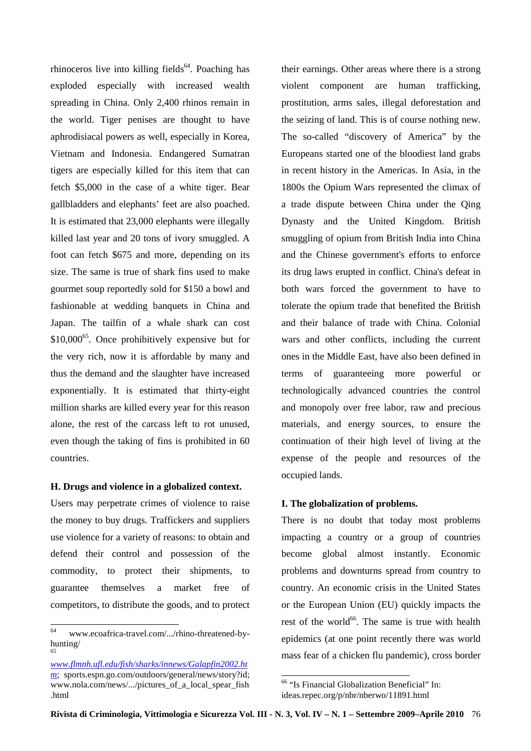rhinoceros live into killing fields[64]. Poaching has exploded especially with increased wealth spreading in China. Only 2,400 rhinos remain in the world. Tiger penises are thought to have aphrodisiacal powers as well, especially in Korea, Vietnam and Indonesia. Endangered Sumatran tigers are especially killed for this item that can fetch $5,000 in the case of a white tiger. Bear gallbladders and elephants' feet are also poached. It is estimated that 23,000 elephants were illegally killed last year and 20 tons of ivory smuggled. A foot can fetch $675 and more, depending on its size. The same is true of shark fins used to make gourmet soup reportedly sold for $150 a bowl and fashionable at wedding banquets in China and Japan. The tailfin of a whale shark can cost $10,000[65]. Once prohibitively expensive but for the very rich, now it is affordable by many and thus the demand and the slaughter have increased exponentially. It is estimated that thirty-eight million sharks are killed every year for this reason alone, the rest of the carcass left to rot unused, even though the taking of fins is prohibited in 60 countries.

**H. Drugs and violence in a globalized context.**

Users may perpetrate crimes of violence to raise the money to buy drugs. Traffickers and suppliers use violence for a variety of reasons: to obtain and defend their control and possession of the commodity, to protect their shipments, to guarantee themselves a market free of competitors, to distribute the goods, and to protect their earnings. Other areas where there is a strong violent component are human trafficking, prostitution, arms sales, illegal deforestation and the seizing of land. This is of course nothing new. The so-called "discovery of America" by the Europeans started one of the bloodiest land grabs in recent history in the Americas. In Asia, in the 1800s the Opium Wars represented the climax of a trade dispute between China under the Qing Dynasty and the United Kingdom. British smuggling of opium from British India into China and the Chinese government's efforts to enforce its drug laws erupted in conflict. China's defeat in both wars forced the government to have to tolerate the opium trade that benefited the British and their balance of trade with China. Colonial wars and other conflicts, including the current ones in the Middle East, have also been defined in terms of guaranteeing more powerful or technologically advanced countries the control and monopoly over free labor, raw and precious materials, and energy sources, to ensure the continuation of their high level of living at the expense of the people and resources of the occupied lands.

**I. The globalization of problems.**

There is no doubt that today most problems impacting a country or a group of countries become global almost instantly. Economic problems and downturns spread from country to country. An economic crisis in the United States or the European Union (EU) quickly impacts the rest of the world[66]. The same is true with health epidemics (at one point recently there was world mass fear of a chicken flu pandemic), cross border

---

[64] www.ecoafrica-travel.com/.../rhino-threatened-by-hunting/

[65] *www.flmnh.ufl.edu/fish/sharks/innews/Galapfin2002.htm*; sports.espn.go.com/outdoors/general/news/story?id; www.nola.com/news/.../pictures_of_a_local_spear_fish.html

[66] "Is Financial Globalization Beneficial" In: ideas.repec.org/p/nbr/nberwo/11891.html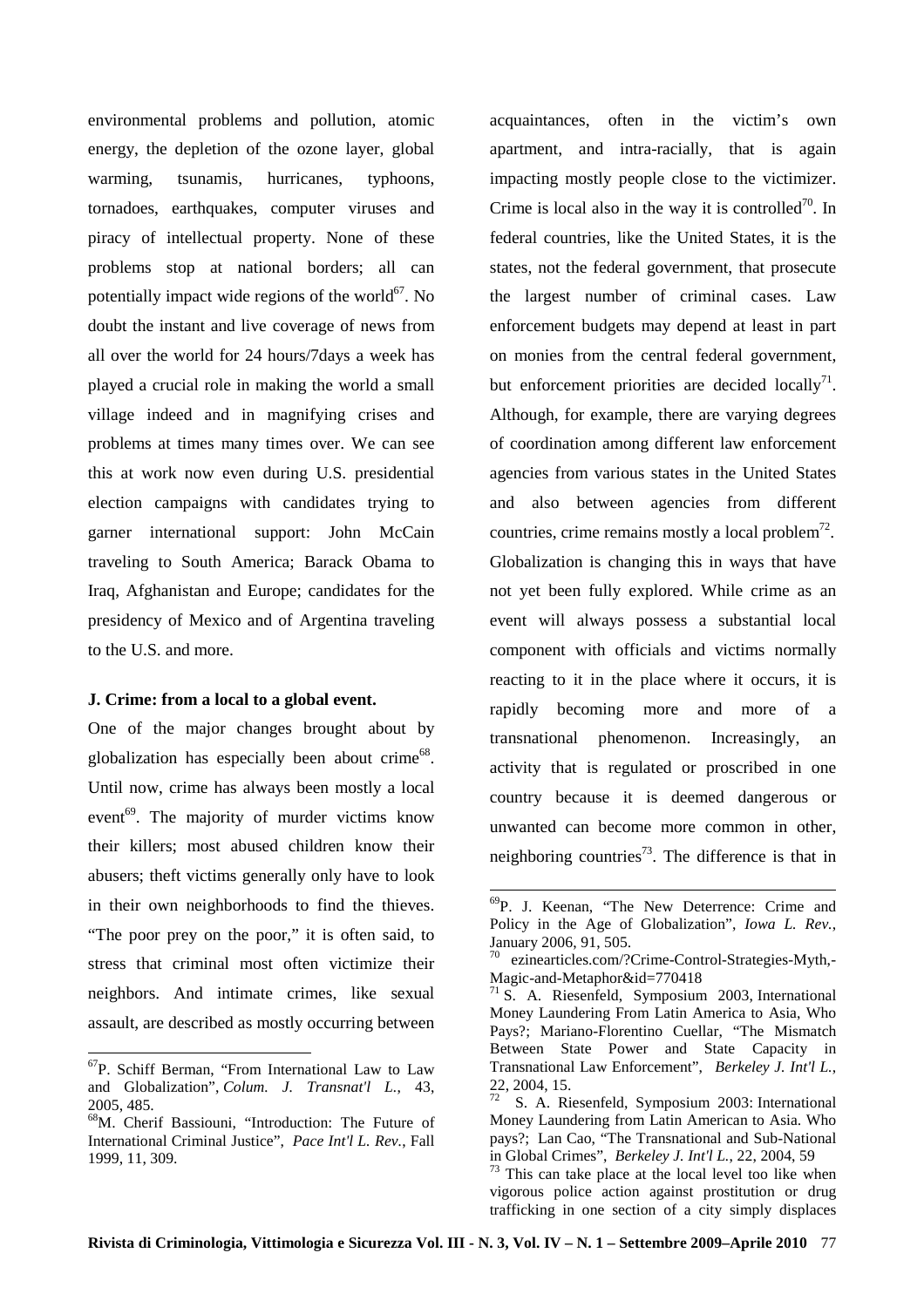environmental problems and pollution, atomic energy, the depletion of the ozone layer, global warming, tsunamis, hurricanes, typhoons, tornadoes, earthquakes, computer viruses and piracy of intellectual property. None of these problems stop at national borders; all can potentially impact wide regions of the world[67]. No doubt the instant and live coverage of news from all over the world for 24 hours/7days a week has played a crucial role in making the world a small village indeed and in magnifying crises and problems at times many times over. We can see this at work now even during U.S. presidential election campaigns with candidates trying to garner international support: John McCain traveling to South America; Barack Obama to Iraq, Afghanistan and Europe; candidates for the presidency of Mexico and of Argentina traveling to the U.S. and more.

**J. Crime: from a local to a global event.**

One of the major changes brought about by globalization has especially been about crime[68]. Until now, crime has always been mostly a local event[69]. The majority of murder victims know their killers; most abused children know their abusers; theft victims generally only have to look in their own neighborhoods to find the thieves. "The poor prey on the poor," it is often said, to stress that criminal most often victimize their neighbors. And intimate crimes, like sexual assault, are described as mostly occurring between acquaintances, often in the victim's own apartment, and intra-racially, that is again impacting mostly people close to the victimizer. Crime is local also in the way it is controlled[70]. In federal countries, like the United States, it is the states, not the federal government, that prosecute the largest number of criminal cases. Law enforcement budgets may depend at least in part on monies from the central federal government, but enforcement priorities are decided locally[71]. Although, for example, there are varying degrees of coordination among different law enforcement agencies from various states in the United States and also between agencies from different countries, crime remains mostly a local problem[72]. Globalization is changing this in ways that have not yet been fully explored. While crime as an event will always possess a substantial local component with officials and victims normally reacting to it in the place where it occurs, it is rapidly becoming more and more of a transnational phenomenon. Increasingly, an activity that is regulated or proscribed in one country because it is deemed dangerous or unwanted can become more common in other, neighboring countries[73]. The difference is that in

---

[67] P. Schiff Berman, "From International Law to Law and Globalization", *Colum. J. Transnat'l L.*, 43, 2005, 485.

[68] M. Cherif Bassiouni, "Introduction: The Future of International Criminal Justice", *Pace Int'l L. Rev.*, Fall 1999, 11, 309.

[69] P. J. Keenan, "The New Deterrence: Crime and Policy in the Age of Globalization", *Iowa L. Rev.*, January 2006, 91, 505.

[70] ezinearticles.com/?Crime-Control-Strategies-Myth,-Magic-and-Metaphor&id=770418

[71] S. A. Riesenfeld, Symposium 2003, International Money Laundering From Latin America to Asia, Who Pays?; Mariano-Florentino Cuellar, "The Mismatch Between State Power and State Capacity in Transnational Law Enforcement", *Berkeley J. Int'l L.*, 22, 2004, 15.

[72] S. A. Riesenfeld, Symposium 2003: International Money Laundering from Latin American to Asia. Who pays?; Lan Cao, "The Transnational and Sub-National in Global Crimes", *Berkeley J. Int'l L.*, 22, 2004, 59

[73] This can take place at the local level too like when vigorous police action against prostitution or drug trafficking in one section of a city simply displaces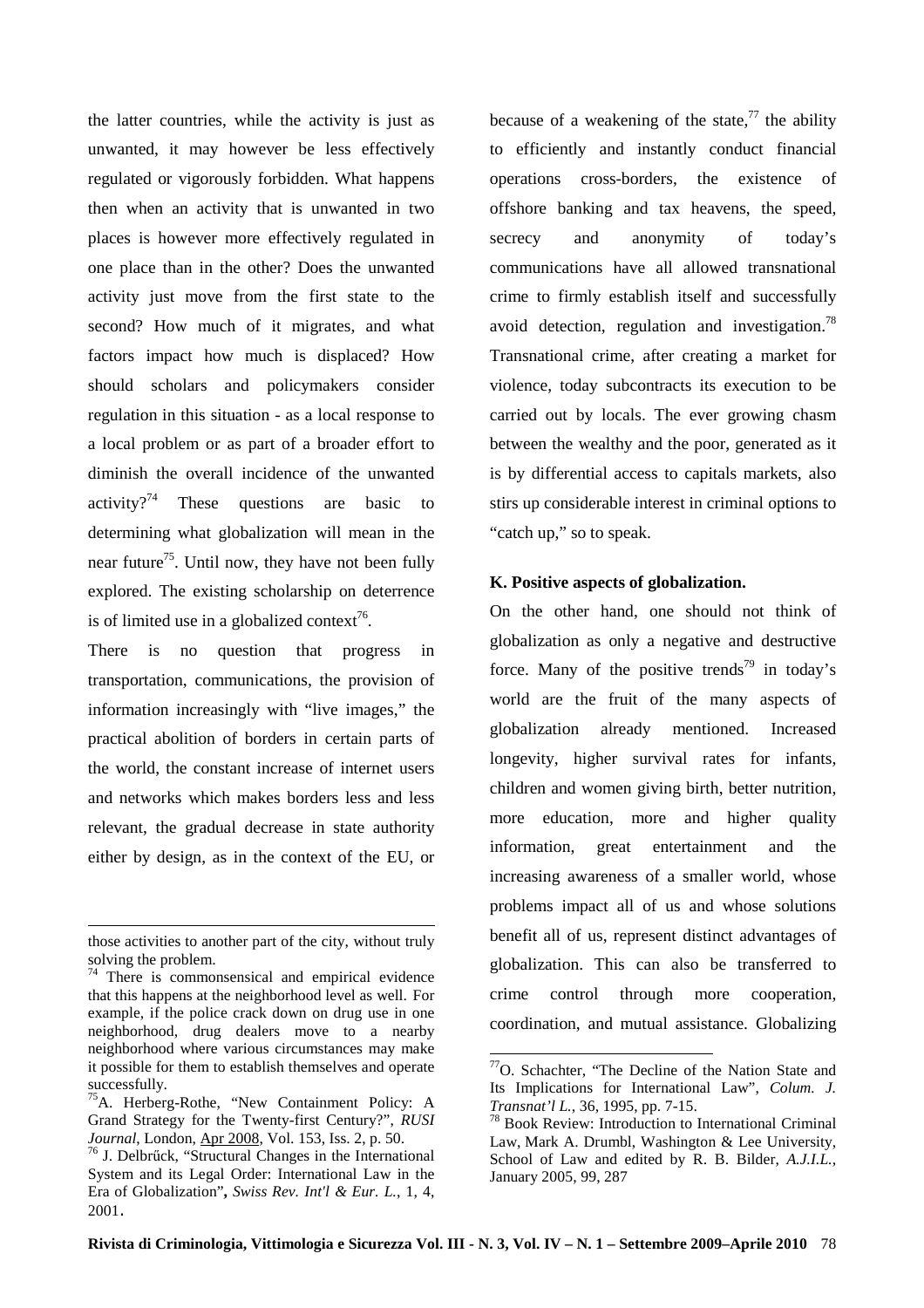the latter countries, while the activity is just as unwanted, it may however be less effectively regulated or vigorously forbidden. What happens then when an activity that is unwanted in two places is however more effectively regulated in one place than in the other? Does the unwanted activity just move from the first state to the second? How much of it migrates, and what factors impact how much is displaced? How should scholars and policymakers consider regulation in this situation - as a local response to a local problem or as part of a broader effort to diminish the overall incidence of the unwanted activity?[74] These questions are basic to determining what globalization will mean in the near future[75]. Until now, they have not been fully explored. The existing scholarship on deterrence is of limited use in a globalized context[76].

There is no question that progress in transportation, communications, the provision of information increasingly with "live images," the practical abolition of borders in certain parts of the world, the constant increase of internet users and networks which makes borders less and less relevant, the gradual decrease in state authority either by design, as in the context of the EU, or because of a weakening of the state,[77] the ability to efficiently and instantly conduct financial operations cross-borders, the existence of offshore banking and tax heavens, the speed, secrecy and anonymity of today's communications have all allowed transnational crime to firmly establish itself and successfully avoid detection, regulation and investigation.[78] Transnational crime, after creating a market for violence, today subcontracts its execution to be carried out by locals. The ever growing chasm between the wealthy and the poor, generated as it is by differential access to capitals markets, also stirs up considerable interest in criminal options to "catch up," so to speak.

**K. Positive aspects of globalization.**

On the other hand, one should not think of globalization as only a negative and destructive force. Many of the positive trends[79] in today's world are the fruit of the many aspects of globalization already mentioned. Increased longevity, higher survival rates for infants, children and women giving birth, better nutrition, more education, more and higher quality information, great entertainment and the increasing awareness of a smaller world, whose problems impact all of us and whose solutions benefit all of us, represent distinct advantages of globalization. This can also be transferred to crime control through more cooperation, coordination, and mutual assistance. Globalizing

---

those activities to another part of the city, without truly solving the problem.

[74] There is commonsensical and empirical evidence that this happens at the neighborhood level as well. For example, if the police crack down on drug use in one neighborhood, drug dealers move to a nearby neighborhood where various circumstances may make it possible for them to establish themselves and operate successfully.

[75] A. Herberg-Rothe, "New Containment Policy: A Grand Strategy for the Twenty-first Century?", *RUSI Journal*, London, Apr 2008, Vol. 153, Iss. 2, p. 50.

[76] J. Delbrűck, "Structural Changes in the International System and its Legal Order: International Law in the Era of Globalization", *Swiss Rev. Int'l & Eur. L.*, 1, 4, 2001.

[77] O. Schachter, "The Decline of the Nation State and Its Implications for International Law", *Colum. J. Transnat'l L.*, 36, 1995, pp. 7-15.

[78] Book Review: Introduction to International Criminal Law, Mark A. Drumbl, Washington & Lee University, School of Law and edited by R. B. Bilder, *A.J.I.L.*, January 2005, 99, 287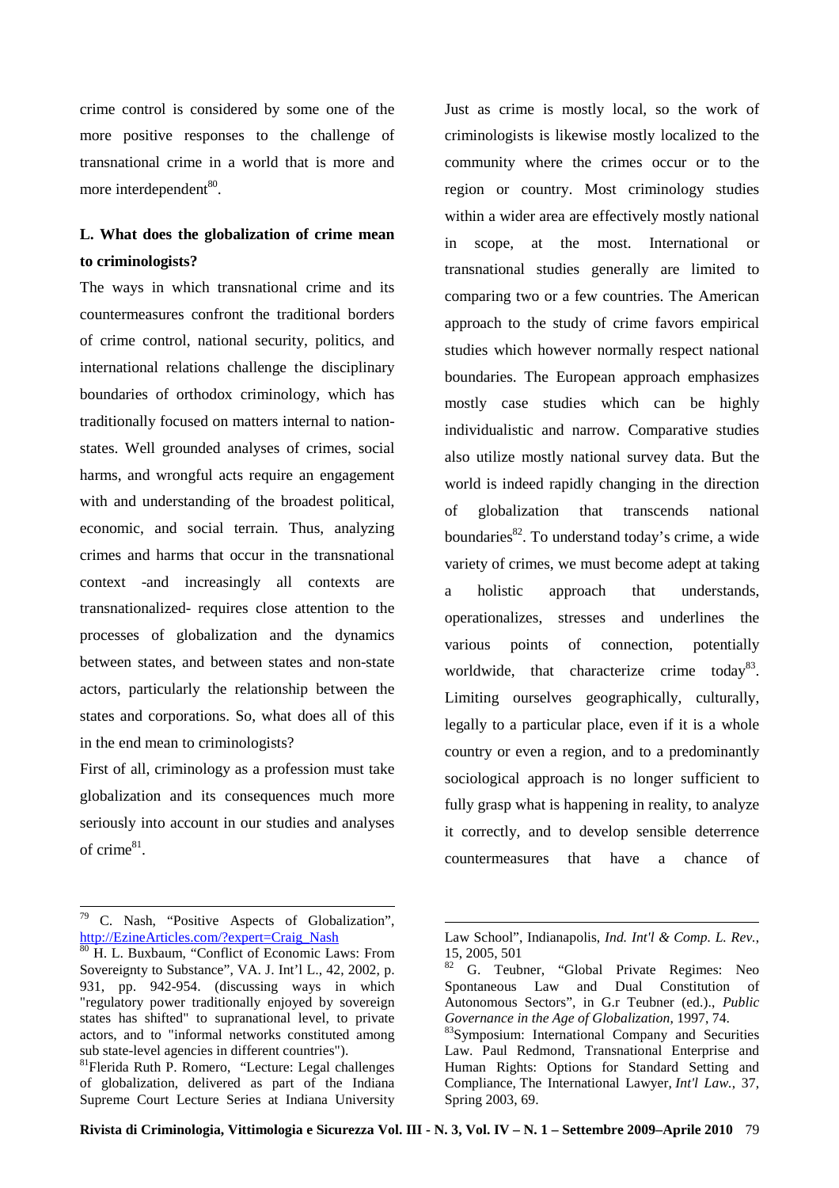crime control is considered by some one of the more positive responses to the challenge of transnational crime in a world that is more and more interdependent[80].

### L. What does the globalization of crime mean to criminologists?

The ways in which transnational crime and its countermeasures confront the traditional borders of crime control, national security, politics, and international relations challenge the disciplinary boundaries of orthodox criminology, which has traditionally focused on matters internal to nation-states. Well grounded analyses of crimes, social harms, and wrongful acts require an engagement with and understanding of the broadest political, economic, and social terrain. Thus, analyzing crimes and harms that occur in the transnational context -and increasingly all contexts are transnationalized- requires close attention to the processes of globalization and the dynamics between states, and between states and non-state actors, particularly the relationship between the states and corporations. So, what does all of this in the end mean to criminologists?

First of all, criminology as a profession must take globalization and its consequences much more seriously into account in our studies and analyses of crime[81].

Just as crime is mostly local, so the work of criminologists is likewise mostly localized to the community where the crimes occur or to the region or country. Most criminology studies within a wider area are effectively mostly national in scope, at the most. International or transnational studies generally are limited to comparing two or a few countries. The American approach to the study of crime favors empirical studies which however normally respect national boundaries. The European approach emphasizes mostly case studies which can be highly individualistic and narrow. Comparative studies also utilize mostly national survey data. But the world is indeed rapidly changing in the direction of globalization that transcends national boundaries[82]. To understand today's crime, a wide variety of crimes, we must become adept at taking a holistic approach that understands, operationalizes, stresses and underlines the various points of connection, potentially worldwide, that characterize crime today[83]. Limiting ourselves geographically, culturally, legally to a particular place, even if it is a whole country or even a region, and to a predominantly sociological approach is no longer sufficient to fully grasp what is happening in reality, to analyze it correctly, and to develop sensible deterrence countermeasures that have a chance of

---

[79] C. Nash, "Positive Aspects of Globalization", http://EzineArticles.com/?expert=Craig_Nash

[80] H. L. Buxbaum, "Conflict of Economic Laws: From Sovereignty to Substance", VA. J. Int'l L., 42, 2002, p. 931, pp. 942-954. (discussing ways in which "regulatory power traditionally enjoyed by sovereign states has shifted" to supranational level, to private actors, and to "informal networks constituted among sub state-level agencies in different countries").

[81] Flerida Ruth P. Romero, "Lecture: Legal challenges of globalization, delivered as part of the Indiana Supreme Court Lecture Series at Indiana University Law School", Indianapolis, *Ind. Int'l & Comp. L. Rev.*, 15, 2005, 501

[82] G. Teubner, "Global Private Regimes: Neo Spontaneous Law and Dual Constitution of Autonomous Sectors", in G.r Teubner (ed.)., *Public Governance in the Age of Globalization*, 1997, 74.

[83] Symposium: International Company and Securities Law. Paul Redmond, Transnational Enterprise and Human Rights: Options for Standard Setting and Compliance, The International Lawyer, *Int'l Law.*, 37, Spring 2003, 69.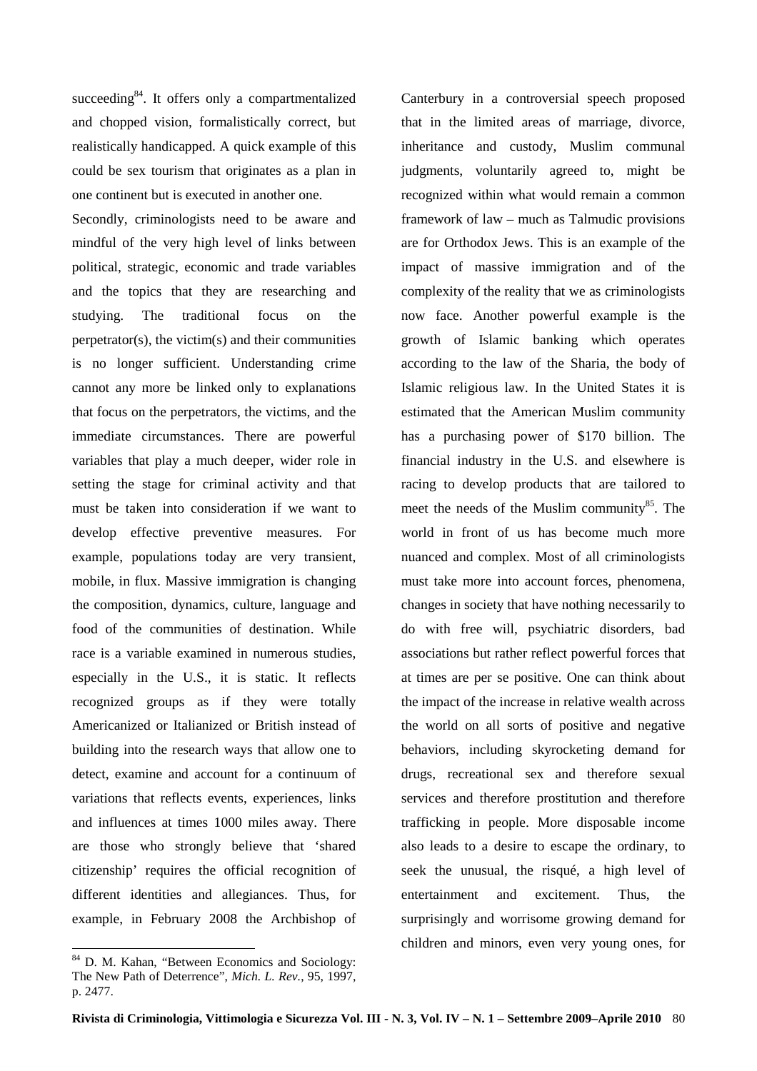succeeding[84]. It offers only a compartmentalized and chopped vision, formalistically correct, but realistically handicapped. A quick example of this could be sex tourism that originates as a plan in one continent but is executed in another one.

Secondly, criminologists need to be aware and mindful of the very high level of links between political, strategic, economic and trade variables and the topics that they are researching and studying. The traditional focus on the perpetrator(s), the victim(s) and their communities is no longer sufficient. Understanding crime cannot any more be linked only to explanations that focus on the perpetrators, the victims, and the immediate circumstances. There are powerful variables that play a much deeper, wider role in setting the stage for criminal activity and that must be taken into consideration if we want to develop effective preventive measures. For example, populations today are very transient, mobile, in flux. Massive immigration is changing the composition, dynamics, culture, language and food of the communities of destination. While race is a variable examined in numerous studies, especially in the U.S., it is static. It reflects recognized groups as if they were totally Americanized or Italianized or British instead of building into the research ways that allow one to detect, examine and account for a continuum of variations that reflects events, experiences, links and influences at times 1000 miles away. There are those who strongly believe that 'shared citizenship' requires the official recognition of different identities and allegiances. Thus, for example, in February 2008 the Archbishop of Canterbury in a controversial speech proposed that in the limited areas of marriage, divorce, inheritance and custody, Muslim communal judgments, voluntarily agreed to, might be recognized within what would remain a common framework of law – much as Talmudic provisions are for Orthodox Jews. This is an example of the impact of massive immigration and of the complexity of the reality that we as criminologists now face. Another powerful example is the growth of Islamic banking which operates according to the law of the Sharia, the body of Islamic religious law. In the United States it is estimated that the American Muslim community has a purchasing power of $170 billion. The financial industry in the U.S. and elsewhere is racing to develop products that are tailored to meet the needs of the Muslim community[85]. The world in front of us has become much more nuanced and complex. Most of all criminologists must take more into account forces, phenomena, changes in society that have nothing necessarily to do with free will, psychiatric disorders, bad associations but rather reflect powerful forces that at times are per se positive. One can think about the impact of the increase in relative wealth across the world on all sorts of positive and negative behaviors, including skyrocketing demand for drugs, recreational sex and therefore sexual services and therefore prostitution and therefore trafficking in people. More disposable income also leads to a desire to escape the ordinary, to seek the unusual, the risqué, a high level of entertainment and excitement. Thus, the surprisingly and worrisome growing demand for children and minors, even very young ones, for

---

[84] D. M. Kahan, "Between Economics and Sociology: The New Path of Deterrence", *Mich. L. Rev.*, 95, 1997, p. 2477.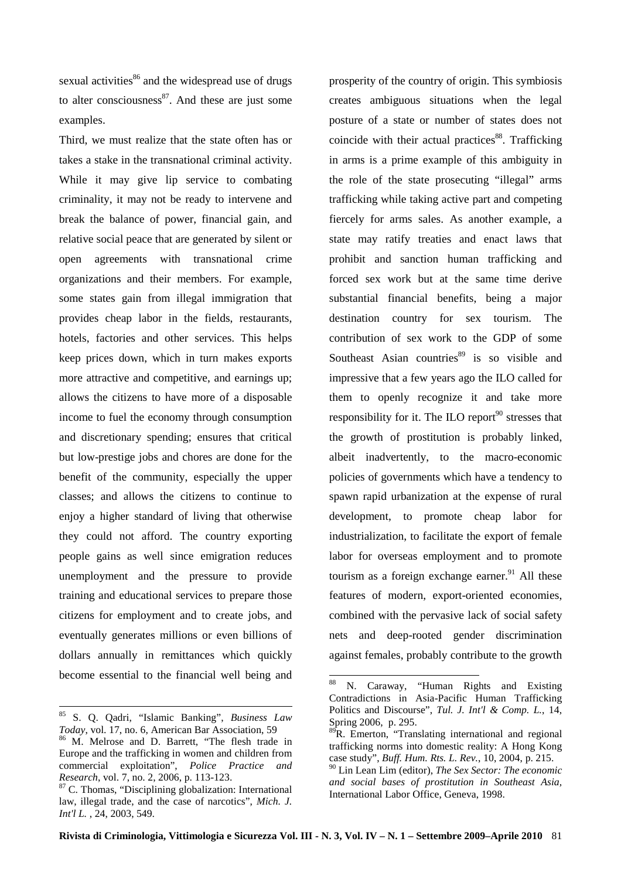sexual activities[86] and the widespread use of drugs to alter consciousness[87]. And these are just some examples.

Third, we must realize that the state often has or takes a stake in the transnational criminal activity. While it may give lip service to combating criminality, it may not be ready to intervene and break the balance of power, financial gain, and relative social peace that are generated by silent or open agreements with transnational crime organizations and their members. For example, some states gain from illegal immigration that provides cheap labor in the fields, restaurants, hotels, factories and other services. This helps keep prices down, which in turn makes exports more attractive and competitive, and earnings up; allows the citizens to have more of a disposable income to fuel the economy through consumption and discretionary spending; ensures that critical but low-prestige jobs and chores are done for the benefit of the community, especially the upper classes; and allows the citizens to continue to enjoy a higher standard of living that otherwise they could not afford. The country exporting people gains as well since emigration reduces unemployment and the pressure to provide training and educational services to prepare those citizens for employment and to create jobs, and eventually generates millions or even billions of dollars annually in remittances which quickly become essential to the financial well being and prosperity of the country of origin. This symbiosis creates ambiguous situations when the legal posture of a state or number of states does not coincide with their actual practices[88]. Trafficking in arms is a prime example of this ambiguity in the role of the state prosecuting "illegal" arms trafficking while taking active part and competing fiercely for arms sales. As another example, a state may ratify treaties and enact laws that prohibit and sanction human trafficking and forced sex work but at the same time derive substantial financial benefits, being a major destination country for sex tourism. The contribution of sex work to the GDP of some Southeast Asian countries[89] is so visible and impressive that a few years ago the ILO called for them to openly recognize it and take more responsibility for it. The ILO report[90] stresses that the growth of prostitution is probably linked, albeit inadvertently, to the macro-economic policies of governments which have a tendency to spawn rapid urbanization at the expense of rural development, to promote cheap labor for industrialization, to facilitate the export of female labor for overseas employment and to promote tourism as a foreign exchange earner.[91] All these features of modern, export-oriented economies, combined with the pervasive lack of social safety nets and deep-rooted gender discrimination against females, probably contribute to the growth

---

[85] S. Q. Qadri, "Islamic Banking", *Business Law Today*, vol. 17, no. 6, American Bar Association, 59

[86] M. Melrose and D. Barrett, "The flesh trade in Europe and the trafficking in women and children from commercial exploitation", *Police Practice and Research*, vol. 7, no. 2, 2006, p. 113-123.

[87] C. Thomas, "Disciplining globalization: International law, illegal trade, and the case of narcotics", *Mich. J. Int'l L.* , 24, 2003, 549.

[88] N. Caraway, "Human Rights and Existing Contradictions in Asia-Pacific Human Trafficking Politics and Discourse", *Tul. J. Int'l & Comp. L.*, 14, Spring 2006, p. 295.

[89] R. Emerton, "Translating international and regional trafficking norms into domestic reality: A Hong Kong case study", *Buff. Hum. Rts. L. Rev.*, 10, 2004, p. 215.

[90] Lin Lean Lim (editor), *The Sex Sector: The economic and social bases of prostitution in Southeast Asia*, International Labor Office, Geneva, 1998.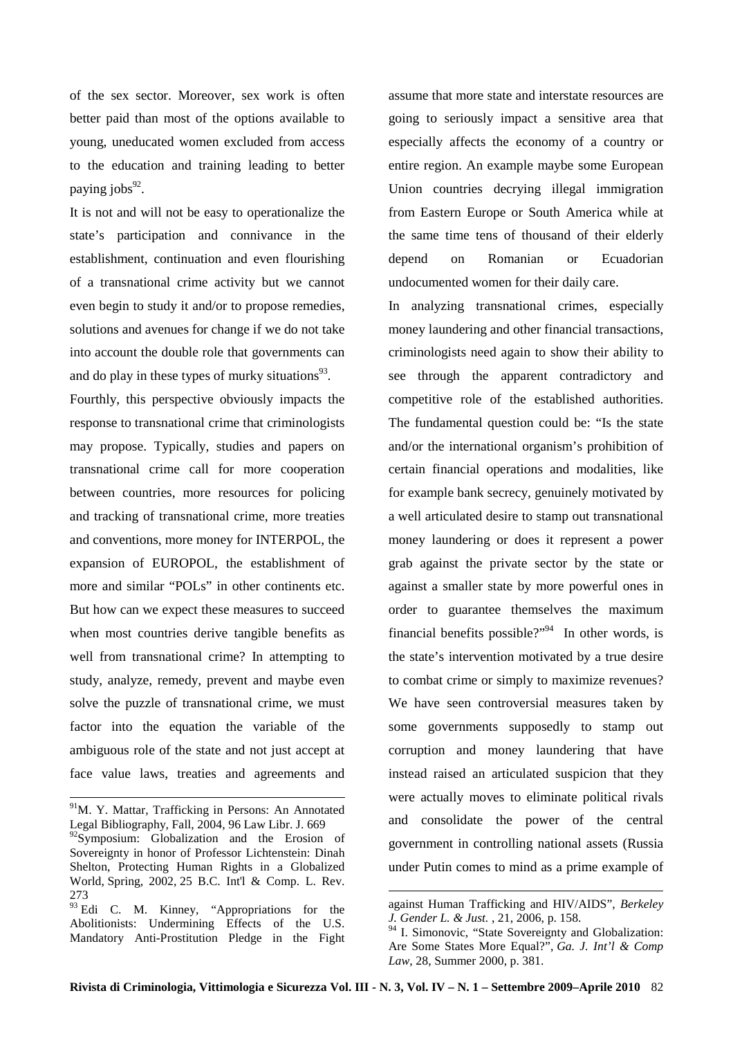of the sex sector. Moreover, sex work is often better paid than most of the options available to young, uneducated women excluded from access to the education and training leading to better paying jobs[92].

It is not and will not be easy to operationalize the state's participation and connivance in the establishment, continuation and even flourishing of a transnational crime activity but we cannot even begin to study it and/or to propose remedies, solutions and avenues for change if we do not take into account the double role that governments can and do play in these types of murky situations[93].

Fourthly, this perspective obviously impacts the response to transnational crime that criminologists may propose. Typically, studies and papers on transnational crime call for more cooperation between countries, more resources for policing and tracking of transnational crime, more treaties and conventions, more money for INTERPOL, the expansion of EUROPOL, the establishment of more and similar "POLs" in other continents etc. But how can we expect these measures to succeed when most countries derive tangible benefits as well from transnational crime? In attempting to study, analyze, remedy, prevent and maybe even solve the puzzle of transnational crime, we must factor into the equation the variable of the ambiguous role of the state and not just accept at face value laws, treaties and agreements and assume that more state and interstate resources are going to seriously impact a sensitive area that especially affects the economy of a country or entire region. An example maybe some European Union countries decrying illegal immigration from Eastern Europe or South America while at the same time tens of thousand of their elderly depend on Romanian or Ecuadorian undocumented women for their daily care.

In analyzing transnational crimes, especially money laundering and other financial transactions, criminologists need again to show their ability to see through the apparent contradictory and competitive role of the established authorities. The fundamental question could be: "Is the state and/or the international organism's prohibition of certain financial operations and modalities, like for example bank secrecy, genuinely motivated by a well articulated desire to stamp out transnational money laundering or does it represent a power grab against the private sector by the state or against a smaller state by more powerful ones in order to guarantee themselves the maximum financial benefits possible?"[94] In other words, is the state's intervention motivated by a true desire to combat crime or simply to maximize revenues? We have seen controversial measures taken by some governments supposedly to stamp out corruption and money laundering that have instead raised an articulated suspicion that they were actually moves to eliminate political rivals and consolidate the power of the central government in controlling national assets (Russia under Putin comes to mind as a prime example of

---

[91] M. Y. Mattar, Trafficking in Persons: An Annotated Legal Bibliography, Fall, 2004, 96 Law Libr. J. 669

[92] Symposium: Globalization and the Erosion of Sovereignty in honor of Professor Lichtenstein: Dinah Shelton, Protecting Human Rights in a Globalized World, Spring, 2002, 25 B.C. Int'l & Comp. L. Rev. 273

[93] Edi C. M. Kinney, "Appropriations for the Abolitionists: Undermining Effects of the U.S. Mandatory Anti-Prostitution Pledge in the Fight against Human Trafficking and HIV/AIDS", *Berkeley J. Gender L. & Just.* , 21, 2006, p. 158.

[94] I. Simonovic, "State Sovereignty and Globalization: Are Some States More Equal?", *Ga. J. Int'l & Comp Law*, 28, Summer 2000, p. 381.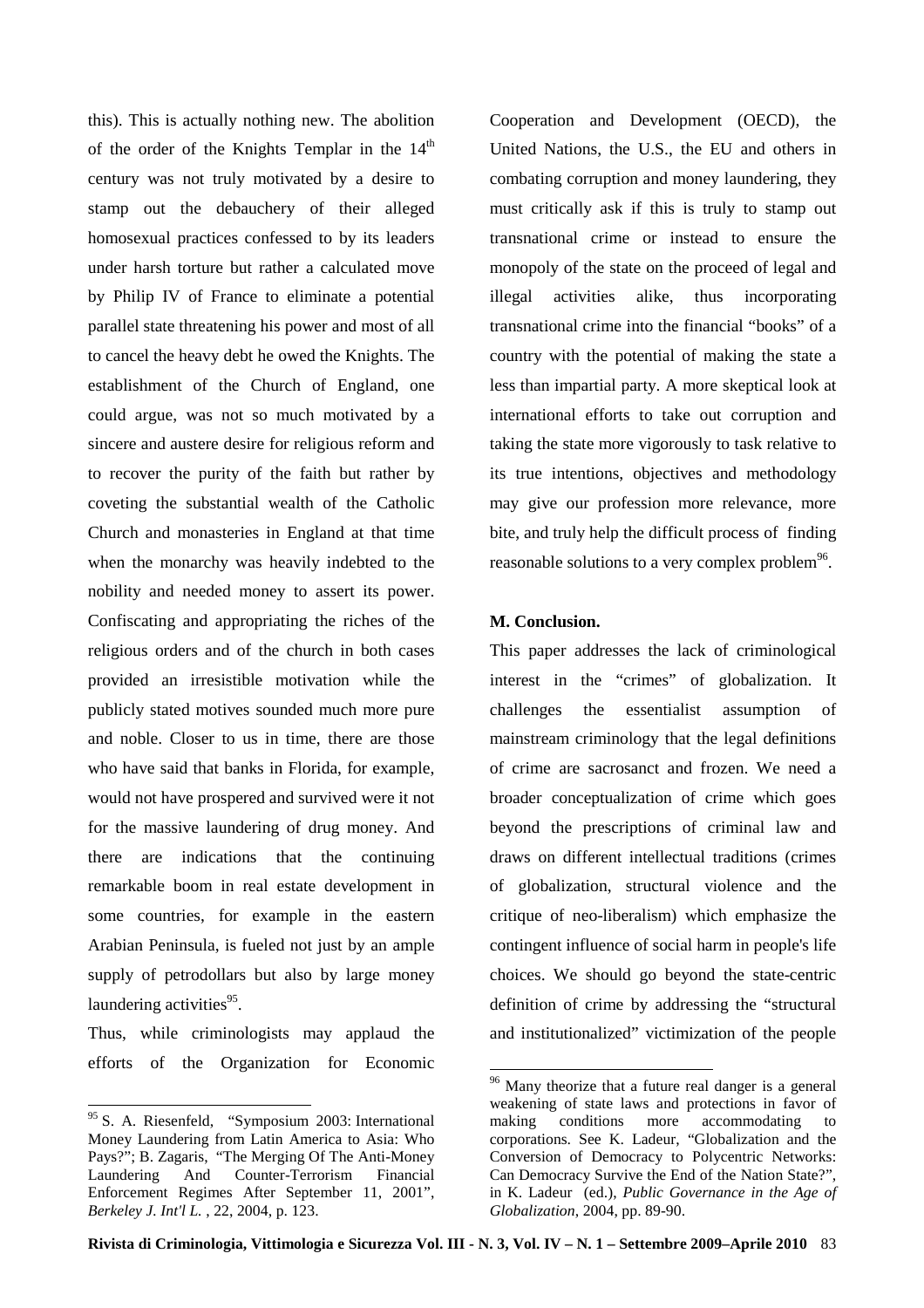this). This is actually nothing new. The abolition of the order of the Knights Templar in the 14th century was not truly motivated by a desire to stamp out the debauchery of their alleged homosexual practices confessed to by its leaders under harsh torture but rather a calculated move by Philip IV of France to eliminate a potential parallel state threatening his power and most of all to cancel the heavy debt he owed the Knights. The establishment of the Church of England, one could argue, was not so much motivated by a sincere and austere desire for religious reform and to recover the purity of the faith but rather by coveting the substantial wealth of the Catholic Church and monasteries in England at that time when the monarchy was heavily indebted to the nobility and needed money to assert its power. Confiscating and appropriating the riches of the religious orders and of the church in both cases provided an irresistible motivation while the publicly stated motives sounded much more pure and noble. Closer to us in time, there are those who have said that banks in Florida, for example, would not have prospered and survived were it not for the massive laundering of drug money. And there are indications that the continuing remarkable boom in real estate development in some countries, for example in the eastern Arabian Peninsula, is fueled not just by an ample supply of petrodollars but also by large money laundering activities[95].

Thus, while criminologists may applaud the efforts of the Organization for Economic Cooperation and Development (OECD), the United Nations, the U.S., the EU and others in combating corruption and money laundering, they must critically ask if this is truly to stamp out transnational crime or instead to ensure the monopoly of the state on the proceed of legal and illegal activities alike, thus incorporating transnational crime into the financial "books" of a country with the potential of making the state a less than impartial party. A more skeptical look at international efforts to take out corruption and taking the state more vigorously to task relative to its true intentions, objectives and methodology may give our profession more relevance, more bite, and truly help the difficult process of finding reasonable solutions to a very complex problem[96].

## M. Conclusion.

This paper addresses the lack of criminological interest in the "crimes" of globalization. It challenges the essentialist assumption of mainstream criminology that the legal definitions of crime are sacrosanct and frozen. We need a broader conceptualization of crime which goes beyond the prescriptions of criminal law and draws on different intellectual traditions (crimes of globalization, structural violence and the critique of neo-liberalism) which emphasize the contingent influence of social harm in people's life choices. We should go beyond the state-centric definition of crime by addressing the "structural and institutionalized" victimization of the people

---

[95] S. A. Riesenfeld, "Symposium 2003: International Money Laundering from Latin America to Asia: Who Pays?"; B. Zagaris, "The Merging Of The Anti-Money Laundering And Counter-Terrorism Financial Enforcement Regimes After September 11, 2001", *Berkeley J. Int'l L.* , 22, 2004, p. 123.

[96] Many theorize that a future real danger is a general weakening of state laws and protections in favor of making conditions more accommodating to corporations. See K. Ladeur, "Globalization and the Conversion of Democracy to Polycentric Networks: Can Democracy Survive the End of the Nation State?", in K. Ladeur (ed.), *Public Governance in the Age of Globalization*, 2004, pp. 89-90.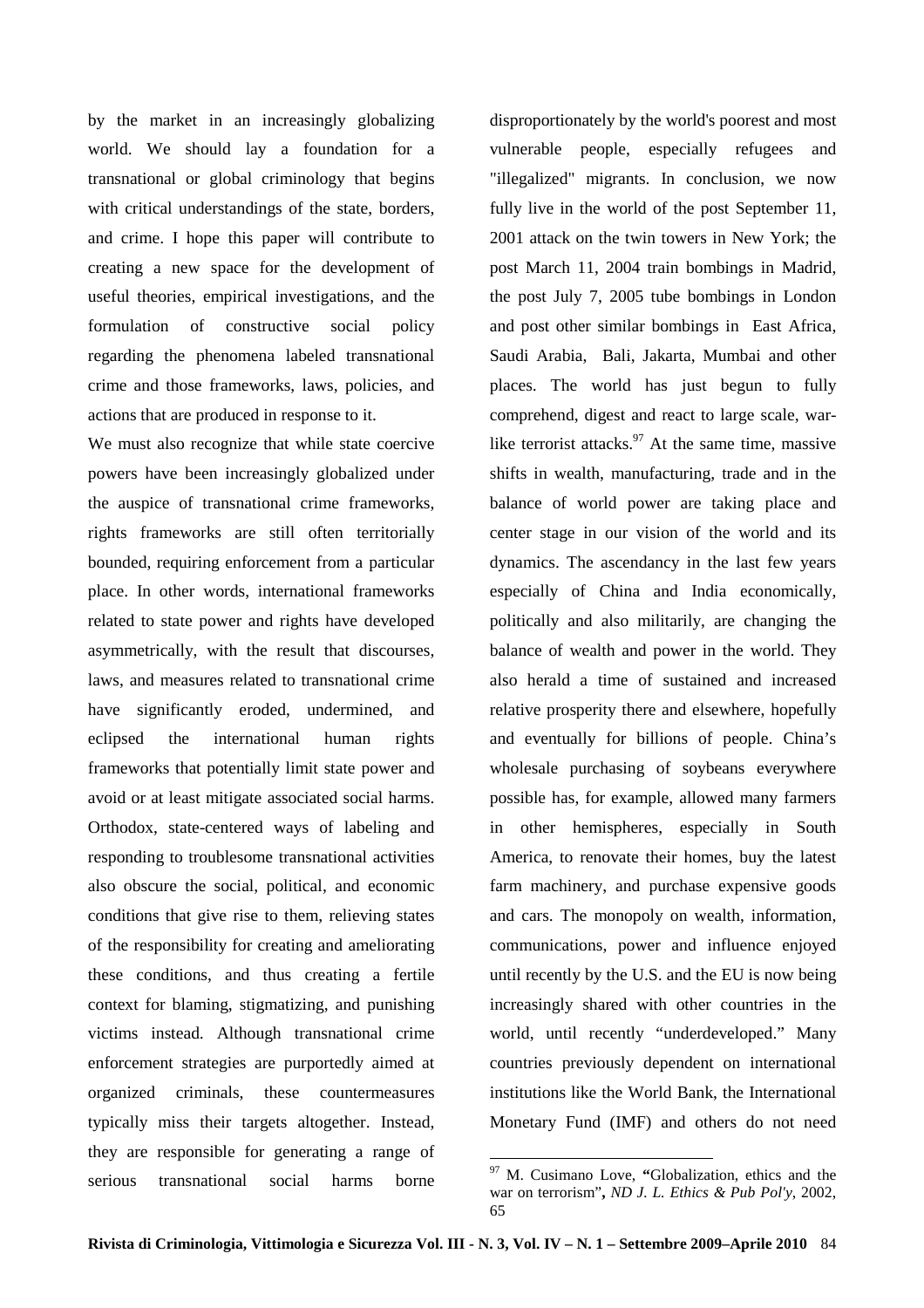by the market in an increasingly globalizing world. We should lay a foundation for a transnational or global criminology that begins with critical understandings of the state, borders, and crime. I hope this paper will contribute to creating a new space for the development of useful theories, empirical investigations, and the formulation of constructive social policy regarding the phenomena labeled transnational crime and those frameworks, laws, policies, and actions that are produced in response to it.

We must also recognize that while state coercive powers have been increasingly globalized under the auspice of transnational crime frameworks, rights frameworks are still often territorially bounded, requiring enforcement from a particular place. In other words, international frameworks related to state power and rights have developed asymmetrically, with the result that discourses, laws, and measures related to transnational crime have significantly eroded, undermined, and eclipsed the international human rights frameworks that potentially limit state power and avoid or at least mitigate associated social harms. Orthodox, state-centered ways of labeling and responding to troublesome transnational activities also obscure the social, political, and economic conditions that give rise to them, relieving states of the responsibility for creating and ameliorating these conditions, and thus creating a fertile context for blaming, stigmatizing, and punishing victims instead. Although transnational crime enforcement strategies are purportedly aimed at organized criminals, these countermeasures typically miss their targets altogether. Instead, they are responsible for generating a range of serious transnational social harms borne disproportionately by the world's poorest and most vulnerable people, especially refugees and "illegalized" migrants. In conclusion, we now fully live in the world of the post September 11, 2001 attack on the twin towers in New York; the post March 11, 2004 train bombings in Madrid, the post July 7, 2005 tube bombings in London and post other similar bombings in East Africa, Saudi Arabia, Bali, Jakarta, Mumbai and other places. The world has just begun to fully comprehend, digest and react to large scale, war-like terrorist attacks.[97] At the same time, massive shifts in wealth, manufacturing, trade and in the balance of world power are taking place and center stage in our vision of the world and its dynamics. The ascendancy in the last few years especially of China and India economically, politically and also militarily, are changing the balance of wealth and power in the world. They also herald a time of sustained and increased relative prosperity there and elsewhere, hopefully and eventually for billions of people. China's wholesale purchasing of soybeans everywhere possible has, for example, allowed many farmers in other hemispheres, especially in South America, to renovate their homes, buy the latest farm machinery, and purchase expensive goods and cars. The monopoly on wealth, information, communications, power and influence enjoyed until recently by the U.S. and the EU is now being increasingly shared with other countries in the world, until recently "underdeveloped." Many countries previously dependent on international institutions like the World Bank, the International Monetary Fund (IMF) and others do not need

[97] M. Cusimano Love, **"**Globalization, ethics and the war on terrorism"**,** *ND J. L. Ethics & Pub Pol'y*, 2002, 65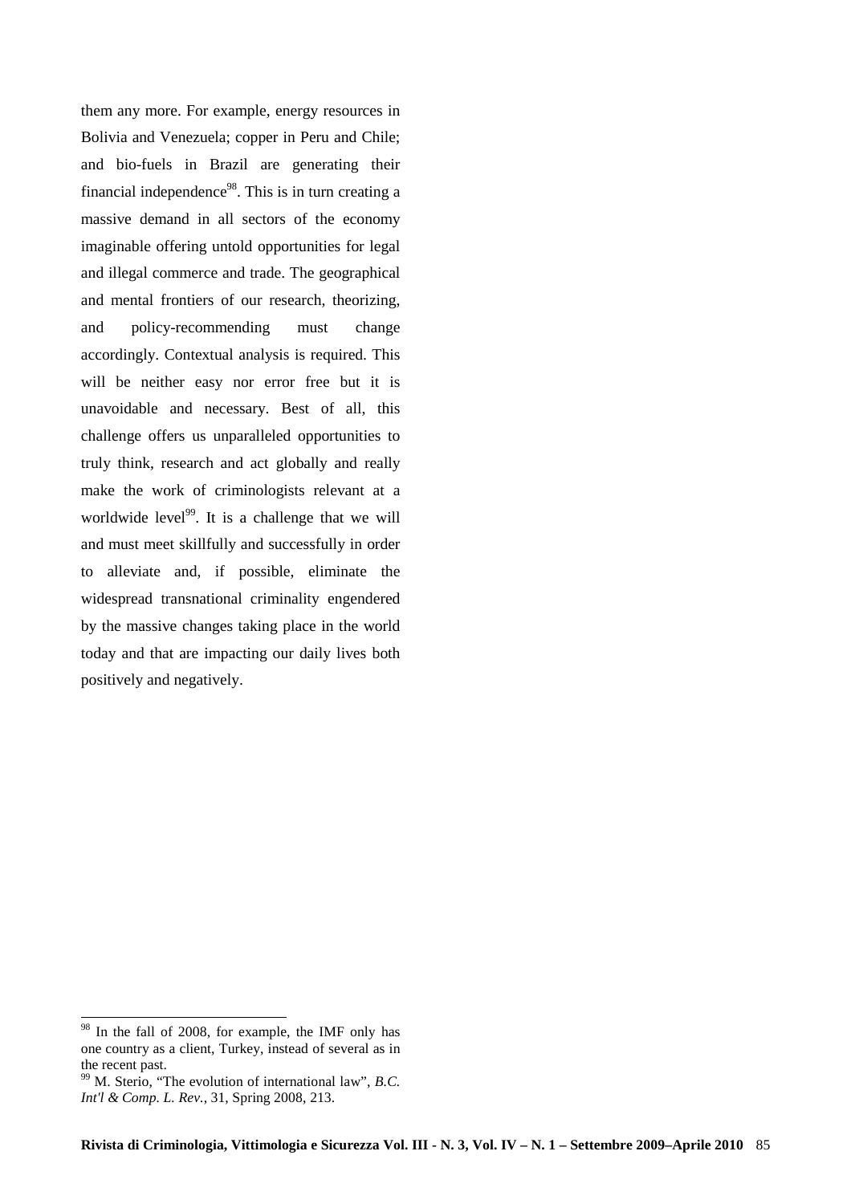them any more. For example, energy resources in Bolivia and Venezuela; copper in Peru and Chile; and bio-fuels in Brazil are generating their financial independence[98]. This is in turn creating a massive demand in all sectors of the economy imaginable offering untold opportunities for legal and illegal commerce and trade. The geographical and mental frontiers of our research, theorizing, and policy-recommending must change accordingly. Contextual analysis is required. This will be neither easy nor error free but it is unavoidable and necessary. Best of all, this challenge offers us unparalleled opportunities to truly think, research and act globally and really make the work of criminologists relevant at a worldwide level[99]. It is a challenge that we will and must meet skillfully and successfully in order to alleviate and, if possible, eliminate the widespread transnational criminality engendered by the massive changes taking place in the world today and that are impacting our daily lives both positively and negatively.

---

[98] In the fall of 2008, for example, the IMF only has one country as a client, Turkey, instead of several as in the recent past.

[99] M. Sterio, "The evolution of international law", *B.C. Int'l & Comp. L. Rev.*, 31, Spring 2008, 213.